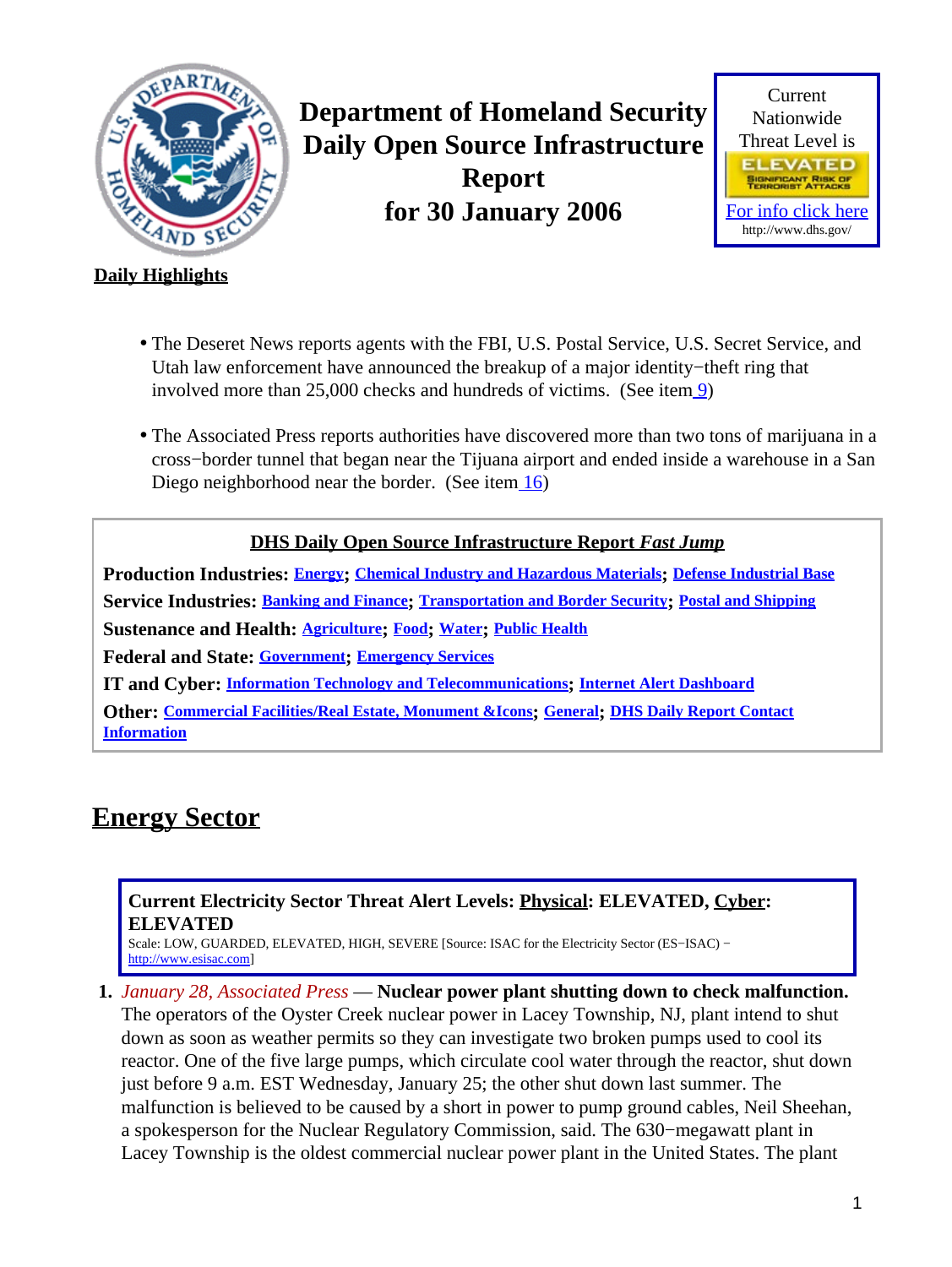# Department of Homeland Security Daily Open Source Infrastructure Report for 30 January 2006

Current Nationwide Threat Level is

ELEVATED

SIGNIFICANT RISK OF TERRORIST ATTACKS

For info click here

http://www.dhs.gov/

**Daily Highlights**

- The Deseret News reports agents with the FBI, U.S. Postal Service, U.S. Secret Service, and Utah law enforcement have announced the breakup of a major identity−theft ring that involved more than 25,000 checks and hundreds of victims. (See item 9)
- The Associated Press reports authorities have discovered more than two tons of marijuana in a cross−border tunnel that began near the Tijuana airport and ended inside a warehouse in a San Diego neighborhood near the border. (See item 16)

**DHS Daily Open Source Infrastructure Report *Fast Jump***

**Production Industries:** Energy; Chemical Industry and Hazardous Materials; Defense Industrial Base

**Service Industries:** Banking and Finance; Transportation and Border Security; Postal and Shipping

**Sustenance and Health:** Agriculture; Food; Water; Public Health

**Federal and State:** Government; Emergency Services

**IT and Cyber:** Information Technology and Telecommunications; Internet Alert Dashboard

**Other:** Commercial Facilities/Real Estate, Monument &Icons; General; DHS Daily Report Contact Information

## Energy Sector

**Current Electricity Sector Threat Alert Levels: Physical: ELEVATED, Cyber: ELEVATED**

Scale: LOW, GUARDED, ELEVATED, HIGH, SEVERE [Source: ISAC for the Electricity Sector (ES−ISAC) − http://www.esisac.com]

1. *January 28, Associated Press* — **Nuclear power plant shutting down to check malfunction.** The operators of the Oyster Creek nuclear power in Lacey Township, NJ, plant intend to shut down as soon as weather permits so they can investigate two broken pumps used to cool its reactor. One of the five large pumps, which circulate cool water through the reactor, shut down just before 9 a.m. EST Wednesday, January 25; the other shut down last summer. The malfunction is believed to be caused by a short in power to pump ground cables, Neil Sheehan, a spokesperson for the Nuclear Regulatory Commission, said. The 630−megawatt plant in Lacey Township is the oldest commercial nuclear power plant in the United States. The plant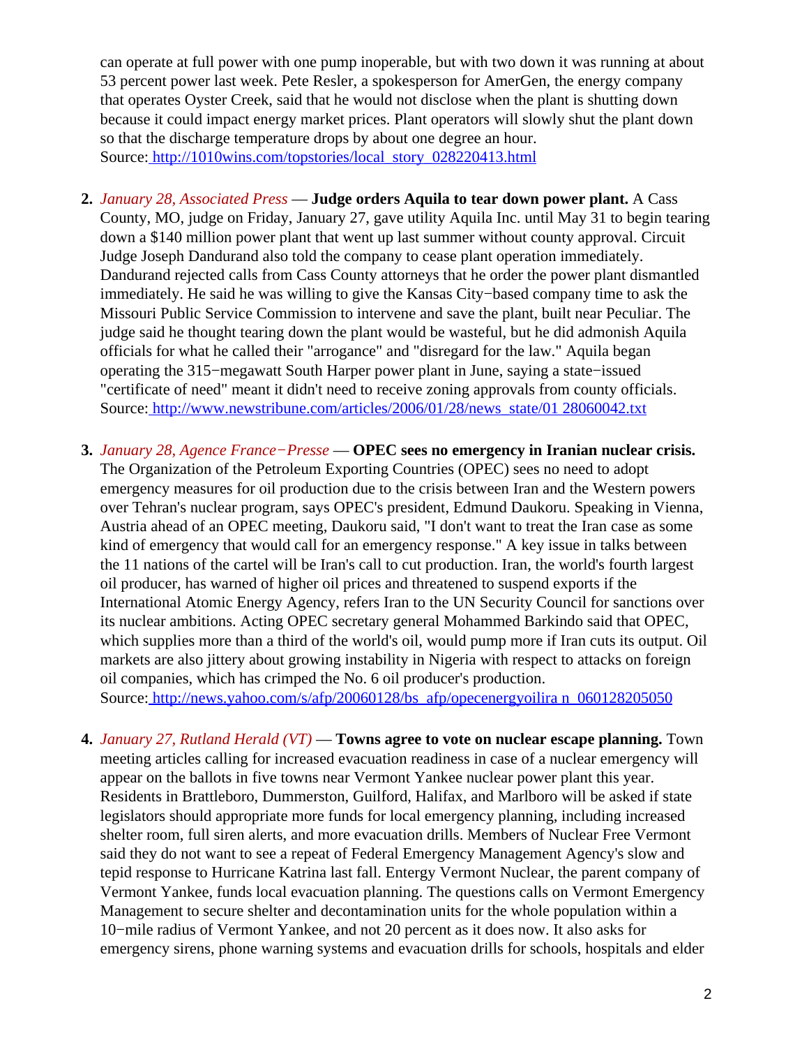can operate at full power with one pump inoperable, but with two down it was running at about 53 percent power last week. Pete Resler, a spokesperson for AmerGen, the energy company that operates Oyster Creek, said that he would not disclose when the plant is shutting down because it could impact energy market prices. Plant operators will slowly shut the plant down so that the discharge temperature drops by about one degree an hour.
Source: http://1010wins.com/topstories/local_story_028220413.html

2. *January 28, Associated Press* — **Judge orders Aquila to tear down power plant.** A Cass County, MO, judge on Friday, January 27, gave utility Aquila Inc. until May 31 to begin tearing down a $140 million power plant that went up last summer without county approval. Circuit Judge Joseph Dandurand also told the company to cease plant operation immediately. Dandurand rejected calls from Cass County attorneys that he order the power plant dismantled immediately. He said he was willing to give the Kansas City−based company time to ask the Missouri Public Service Commission to intervene and save the plant, built near Peculiar. The judge said he thought tearing down the plant would be wasteful, but he did admonish Aquila officials for what he called their "arrogance" and "disregard for the law." Aquila began operating the 315−megawatt South Harper power plant in June, saying a state−issued "certificate of need" meant it didn't need to receive zoning approvals from county officials.
Source: http://www.newstribune.com/articles/2006/01/28/news_state/01 28060042.txt

3. *January 28, Agence France−Presse* — **OPEC sees no emergency in Iranian nuclear crisis.** The Organization of the Petroleum Exporting Countries (OPEC) sees no need to adopt emergency measures for oil production due to the crisis between Iran and the Western powers over Tehran's nuclear program, says OPEC's president, Edmund Daukoru. Speaking in Vienna, Austria ahead of an OPEC meeting, Daukoru said, "I don't want to treat the Iran case as some kind of emergency that would call for an emergency response." A key issue in talks between the 11 nations of the cartel will be Iran's call to cut production. Iran, the world's fourth largest oil producer, has warned of higher oil prices and threatened to suspend exports if the International Atomic Energy Agency, refers Iran to the UN Security Council for sanctions over its nuclear ambitions. Acting OPEC secretary general Mohammed Barkindo said that OPEC, which supplies more than a third of the world's oil, would pump more if Iran cuts its output. Oil markets are also jittery about growing instability in Nigeria with respect to attacks on foreign oil companies, which has crimped the No. 6 oil producer's production.
Source: http://news.yahoo.com/s/afp/20060128/bs_afp/opecenergyoilira n_060128205050

4. *January 27, Rutland Herald (VT)* — **Towns agree to vote on nuclear escape planning.** Town meeting articles calling for increased evacuation readiness in case of a nuclear emergency will appear on the ballots in five towns near Vermont Yankee nuclear power plant this year. Residents in Brattleboro, Dummerston, Guilford, Halifax, and Marlboro will be asked if state legislators should appropriate more funds for local emergency planning, including increased shelter room, full siren alerts, and more evacuation drills. Members of Nuclear Free Vermont said they do not want to see a repeat of Federal Emergency Management Agency's slow and tepid response to Hurricane Katrina last fall. Entergy Vermont Nuclear, the parent company of Vermont Yankee, funds local evacuation planning. The questions calls on Vermont Emergency Management to secure shelter and decontamination units for the whole population within a 10−mile radius of Vermont Yankee, and not 20 percent as it does now. It also asks for emergency sirens, phone warning systems and evacuation drills for schools, hospitals and elder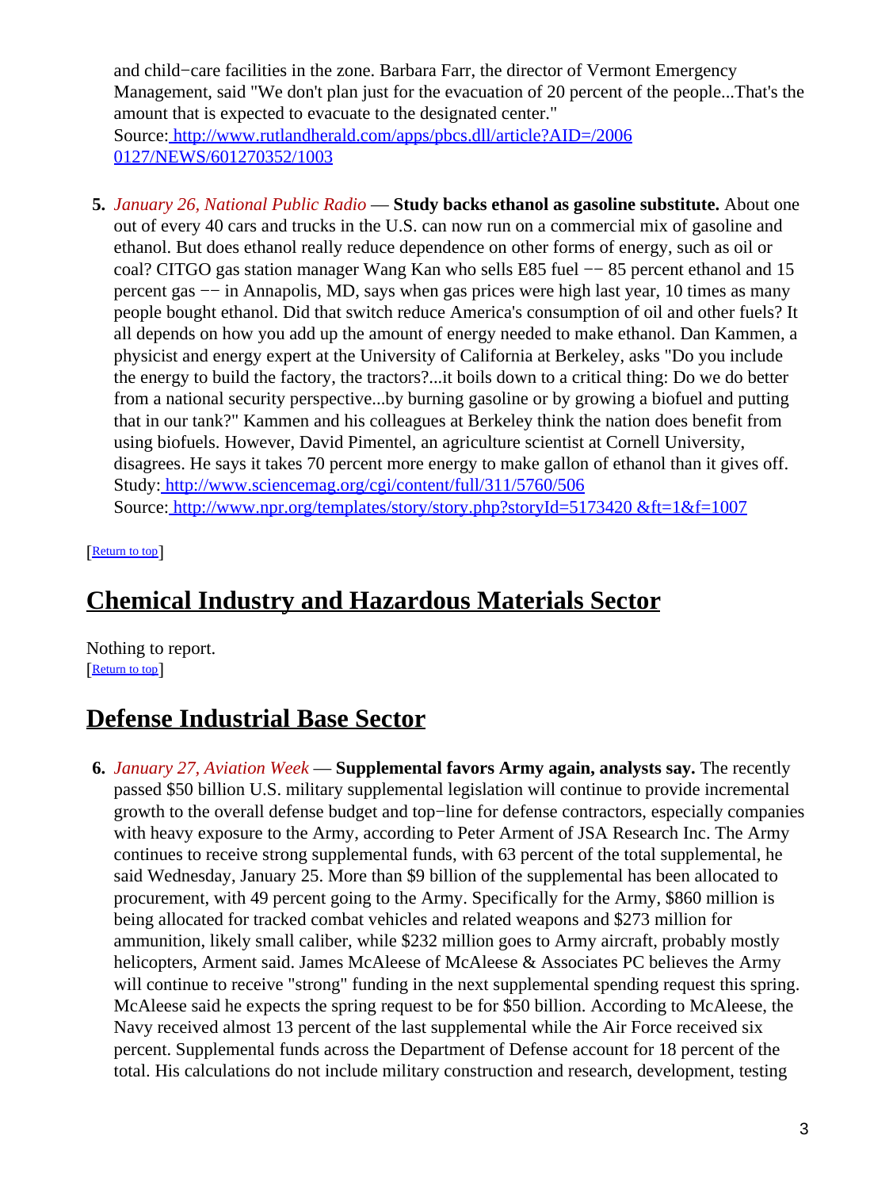and child−care facilities in the zone. Barbara Farr, the director of Vermont Emergency Management, said "We don't plan just for the evacuation of 20 percent of the people...That's the amount that is expected to evacuate to the designated center."
Source: http://www.rutlandherald.com/apps/pbcs.dll/article?AID=/2006 0127/NEWS/601270352/1003

5. *January 26, National Public Radio* — **Study backs ethanol as gasoline substitute.** About one out of every 40 cars and trucks in the U.S. can now run on a commercial mix of gasoline and ethanol. But does ethanol really reduce dependence on other forms of energy, such as oil or coal? CITGO gas station manager Wang Kan who sells E85 fuel −− 85 percent ethanol and 15 percent gas −− in Annapolis, MD, says when gas prices were high last year, 10 times as many people bought ethanol. Did that switch reduce America's consumption of oil and other fuels? It all depends on how you add up the amount of energy needed to make ethanol. Dan Kammen, a physicist and energy expert at the University of California at Berkeley, asks "Do you include the energy to build the factory, the tractors?...it boils down to a critical thing: Do we do better from a national security perspective...by burning gasoline or by growing a biofuel and putting that in our tank?" Kammen and his colleagues at Berkeley think the nation does benefit from using biofuels. However, David Pimentel, an agriculture scientist at Cornell University, disagrees. He says it takes 70 percent more energy to make gallon of ethanol than it gives off.
Study: http://www.sciencemag.org/cgi/content/full/311/5760/506
Source: http://www.npr.org/templates/story/story.php?storyId=5173420 &ft=1&f=1007

[Return to top]

## Chemical Industry and Hazardous Materials Sector

Nothing to report.
[Return to top]

## Defense Industrial Base Sector

6. *January 27, Aviation Week* — **Supplemental favors Army again, analysts say.** The recently passed $50 billion U.S. military supplemental legislation will continue to provide incremental growth to the overall defense budget and top−line for defense contractors, especially companies with heavy exposure to the Army, according to Peter Arment of JSA Research Inc. The Army continues to receive strong supplemental funds, with 63 percent of the total supplemental, he said Wednesday, January 25. More than $9 billion of the supplemental has been allocated to procurement, with 49 percent going to the Army. Specifically for the Army, $860 million is being allocated for tracked combat vehicles and related weapons and $273 million for ammunition, likely small caliber, while $232 million goes to Army aircraft, probably mostly helicopters, Arment said. James McAleese of McAleese & Associates PC believes the Army will continue to receive "strong" funding in the next supplemental spending request this spring. McAleese said he expects the spring request to be for $50 billion. According to McAleese, the Navy received almost 13 percent of the last supplemental while the Air Force received six percent. Supplemental funds across the Department of Defense account for 18 percent of the total. His calculations do not include military construction and research, development, testing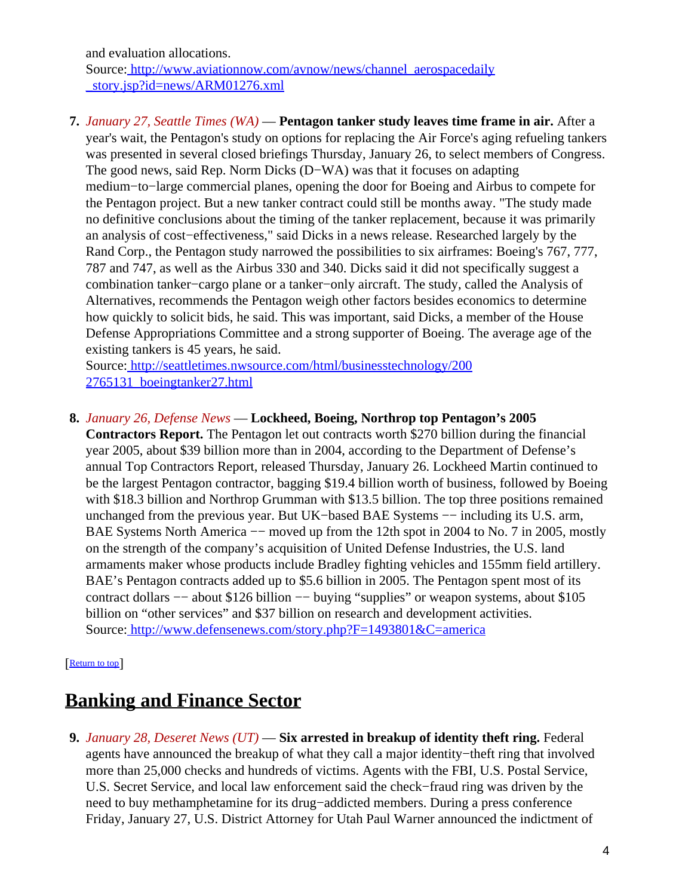and evaluation allocations.
Source: [http://www.aviationnow.com/avnow/news/channel_aerospacedaily_story.jsp?id=news/ARM01276.xml](http://www.aviationnow.com/avnow/news/channel_aerospacedaily_story.jsp?id=news/ARM01276.xml)

7. *January 27, Seattle Times (WA)* — **Pentagon tanker study leaves time frame in air.** After a year's wait, the Pentagon's study on options for replacing the Air Force's aging refueling tankers was presented in several closed briefings Thursday, January 26, to select members of Congress. The good news, said Rep. Norm Dicks (D−WA) was that it focuses on adapting medium−to−large commercial planes, opening the door for Boeing and Airbus to compete for the Pentagon project. But a new tanker contract could still be months away. "The study made no definitive conclusions about the timing of the tanker replacement, because it was primarily an analysis of cost−effectiveness," said Dicks in a news release. Researched largely by the Rand Corp., the Pentagon study narrowed the possibilities to six airframes: Boeing's 767, 777, 787 and 747, as well as the Airbus 330 and 340. Dicks said it did not specifically suggest a combination tanker−cargo plane or a tanker−only aircraft. The study, called the Analysis of Alternatives, recommends the Pentagon weigh other factors besides economics to determine how quickly to solicit bids, he said. This was important, said Dicks, a member of the House Defense Appropriations Committee and a strong supporter of Boeing. The average age of the existing tankers is 45 years, he said.
Source: [http://seattletimes.nwsource.com/html/businesstechnology/2002765131_boeingtanker27.html](http://seattletimes.nwsource.com/html/businesstechnology/2002765131_boeingtanker27.html)

8. *January 26, Defense News* — **Lockheed, Boeing, Northrop top Pentagon's 2005 Contractors Report.** The Pentagon let out contracts worth $270 billion during the financial year 2005, about $39 billion more than in 2004, according to the Department of Defense's annual Top Contractors Report, released Thursday, January 26. Lockheed Martin continued to be the largest Pentagon contractor, bagging $19.4 billion worth of business, followed by Boeing with $18.3 billion and Northrop Grumman with $13.5 billion. The top three positions remained unchanged from the previous year. But UK−based BAE Systems −− including its U.S. arm, BAE Systems North America −− moved up from the 12th spot in 2004 to No. 7 in 2005, mostly on the strength of the company's acquisition of United Defense Industries, the U.S. land armaments maker whose products include Bradley fighting vehicles and 155mm field artillery. BAE's Pentagon contracts added up to $5.6 billion in 2005. The Pentagon spent most of its contract dollars −− about $126 billion −− buying "supplies" or weapon systems, about $105 billion on "other services" and $37 billion on research and development activities.
Source: [http://www.defensenews.com/story.php?F=1493801&C=america](http://www.defensenews.com/story.php?F=1493801&C=america)

[Return to top]

## Banking and Finance Sector

9. *January 28, Deseret News (UT)* — **Six arrested in breakup of identity theft ring.** Federal agents have announced the breakup of what they call a major identity−theft ring that involved more than 25,000 checks and hundreds of victims. Agents with the FBI, U.S. Postal Service, U.S. Secret Service, and local law enforcement said the check−fraud ring was driven by the need to buy methamphetamine for its drug−addicted members. During a press conference Friday, January 27, U.S. District Attorney for Utah Paul Warner announced the indictment of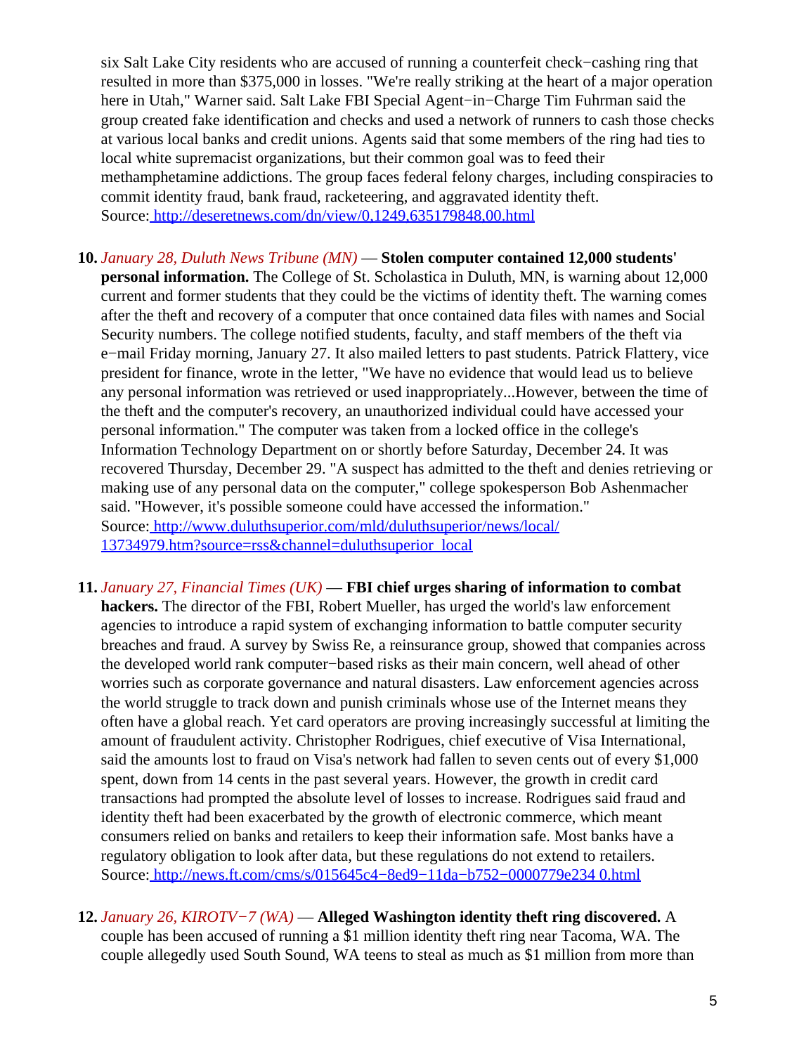six Salt Lake City residents who are accused of running a counterfeit check−cashing ring that resulted in more than $375,000 in losses. "We're really striking at the heart of a major operation here in Utah," Warner said. Salt Lake FBI Special Agent−in−Charge Tim Fuhrman said the group created fake identification and checks and used a network of runners to cash those checks at various local banks and credit unions. Agents said that some members of the ring had ties to local white supremacist organizations, but their common goal was to feed their methamphetamine addictions. The group faces federal felony charges, including conspiracies to commit identity fraud, bank fraud, racketeering, and aggravated identity theft.
Source: http://deseretnews.com/dn/view/0,1249,635179848,00.html

10. *January 28, Duluth News Tribune (MN)* — **Stolen computer contained 12,000 students' personal information.** The College of St. Scholastica in Duluth, MN, is warning about 12,000 current and former students that they could be the victims of identity theft. The warning comes after the theft and recovery of a computer that once contained data files with names and Social Security numbers. The college notified students, faculty, and staff members of the theft via e−mail Friday morning, January 27. It also mailed letters to past students. Patrick Flattery, vice president for finance, wrote in the letter, "We have no evidence that would lead us to believe any personal information was retrieved or used inappropriately...However, between the time of the theft and the computer's recovery, an unauthorized individual could have accessed your personal information." The computer was taken from a locked office in the college's Information Technology Department on or shortly before Saturday, December 24. It was recovered Thursday, December 29. "A suspect has admitted to the theft and denies retrieving or making use of any personal data on the computer," college spokesperson Bob Ashenmacher said. "However, it's possible someone could have accessed the information."
Source: http://www.duluthsuperior.com/mld/duluthsuperior/news/local/13734979.htm?source=rss&channel=duluthsuperior_local

11. *January 27, Financial Times (UK)* — **FBI chief urges sharing of information to combat hackers.** The director of the FBI, Robert Mueller, has urged the world's law enforcement agencies to introduce a rapid system of exchanging information to battle computer security breaches and fraud. A survey by Swiss Re, a reinsurance group, showed that companies across the developed world rank computer−based risks as their main concern, well ahead of other worries such as corporate governance and natural disasters. Law enforcement agencies across the world struggle to track down and punish criminals whose use of the Internet means they often have a global reach. Yet card operators are proving increasingly successful at limiting the amount of fraudulent activity. Christopher Rodrigues, chief executive of Visa International, said the amounts lost to fraud on Visa's network had fallen to seven cents out of every $1,000 spent, down from 14 cents in the past several years. However, the growth in credit card transactions had prompted the absolute level of losses to increase. Rodrigues said fraud and identity theft had been exacerbated by the growth of electronic commerce, which meant consumers relied on banks and retailers to keep their information safe. Most banks have a regulatory obligation to look after data, but these regulations do not extend to retailers.
Source: http://news.ft.com/cms/s/015645c4−8ed9−11da−b752−0000779e234 0.html

12. *January 26, KIROTV−7 (WA)* — **Alleged Washington identity theft ring discovered.** A couple has been accused of running a $1 million identity theft ring near Tacoma, WA. The couple allegedly used South Sound, WA teens to steal as much as $1 million from more than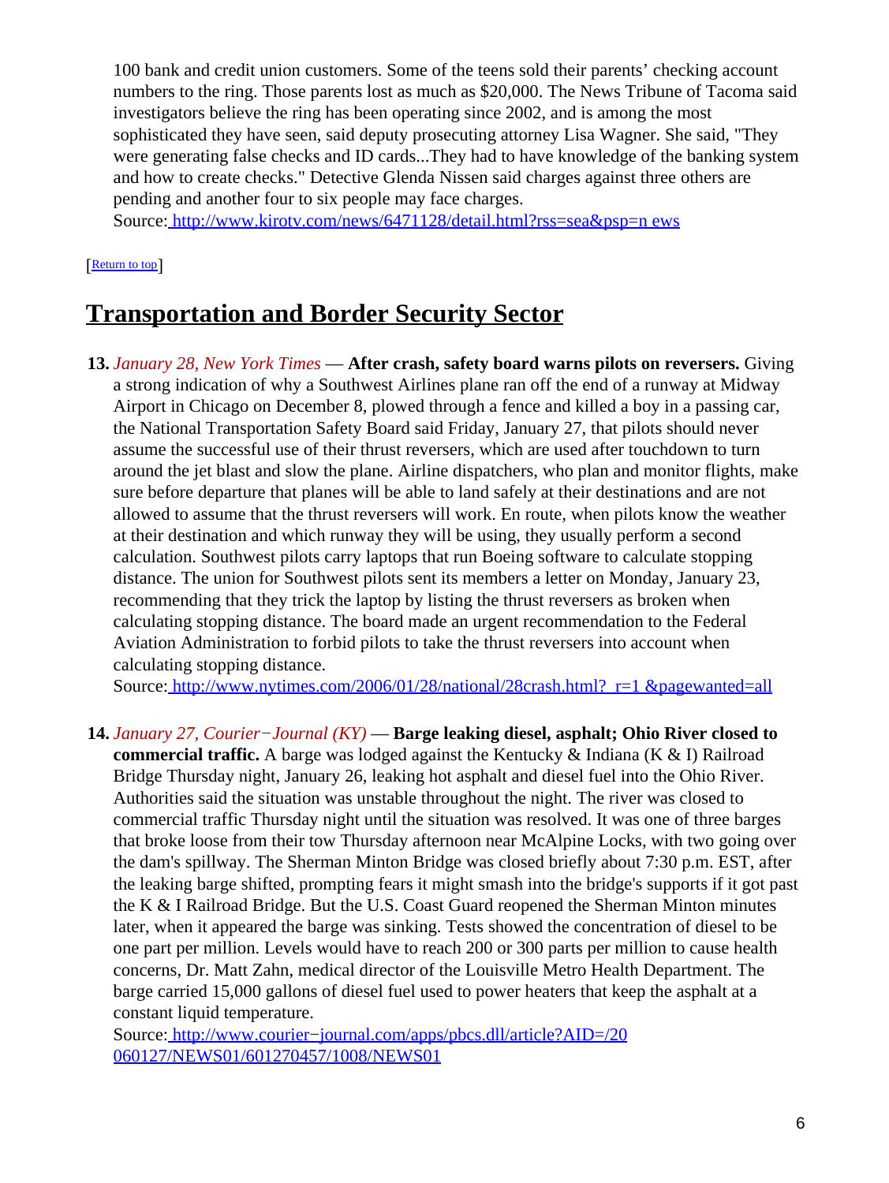100 bank and credit union customers. Some of the teens sold their parents' checking account numbers to the ring. Those parents lost as much as $20,000. The News Tribune of Tacoma said investigators believe the ring has been operating since 2002, and is among the most sophisticated they have seen, said deputy prosecuting attorney Lisa Wagner. She said, "They were generating false checks and ID cards...They had to have knowledge of the banking system and how to create checks." Detective Glenda Nissen said charges against three others are pending and another four to six people may face charges.
Source: http://www.kirotv.com/news/6471128/detail.html?rss=sea&psp=n ews

[Return to top]

## Transportation and Border Security Sector

13. *January 28, New York Times* — **After crash, safety board warns pilots on reversers.** Giving a strong indication of why a Southwest Airlines plane ran off the end of a runway at Midway Airport in Chicago on December 8, plowed through a fence and killed a boy in a passing car, the National Transportation Safety Board said Friday, January 27, that pilots should never assume the successful use of their thrust reversers, which are used after touchdown to turn around the jet blast and slow the plane. Airline dispatchers, who plan and monitor flights, make sure before departure that planes will be able to land safely at their destinations and are not allowed to assume that the thrust reversers will work. En route, when pilots know the weather at their destination and which runway they will be using, they usually perform a second calculation. Southwest pilots carry laptops that run Boeing software to calculate stopping distance. The union for Southwest pilots sent its members a letter on Monday, January 23, recommending that they trick the laptop by listing the thrust reversers as broken when calculating stopping distance. The board made an urgent recommendation to the Federal Aviation Administration to forbid pilots to take the thrust reversers into account when calculating stopping distance.
Source: http://www.nytimes.com/2006/01/28/national/28crash.html?_r=1 &pagewanted=all

14. *January 27, Courier−Journal (KY)* — **Barge leaking diesel, asphalt; Ohio River closed to commercial traffic.** A barge was lodged against the Kentucky & Indiana (K & I) Railroad Bridge Thursday night, January 26, leaking hot asphalt and diesel fuel into the Ohio River. Authorities said the situation was unstable throughout the night. The river was closed to commercial traffic Thursday night until the situation was resolved. It was one of three barges that broke loose from their tow Thursday afternoon near McAlpine Locks, with two going over the dam's spillway. The Sherman Minton Bridge was closed briefly about 7:30 p.m. EST, after the leaking barge shifted, prompting fears it might smash into the bridge's supports if it got past the K & I Railroad Bridge. But the U.S. Coast Guard reopened the Sherman Minton minutes later, when it appeared the barge was sinking. Tests showed the concentration of diesel to be one part per million. Levels would have to reach 200 or 300 parts per million to cause health concerns, Dr. Matt Zahn, medical director of the Louisville Metro Health Department. The barge carried 15,000 gallons of diesel fuel used to power heaters that keep the asphalt at a constant liquid temperature.
Source: http://www.courier−journal.com/apps/pbcs.dll/article?AID=/20 060127/NEWS01/601270457/1008/NEWS01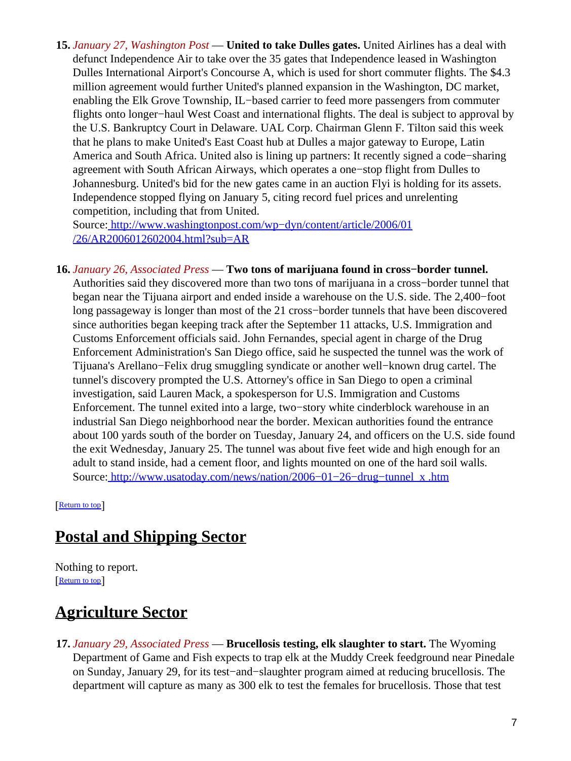15. *January 27, Washington Post* — **United to take Dulles gates.** United Airlines has a deal with defunct Independence Air to take over the 35 gates that Independence leased in Washington Dulles International Airport's Concourse A, which is used for short commuter flights. The $4.3 million agreement would further United's planned expansion in the Washington, DC market, enabling the Elk Grove Township, IL−based carrier to feed more passengers from commuter flights onto longer−haul West Coast and international flights. The deal is subject to approval by the U.S. Bankruptcy Court in Delaware. UAL Corp. Chairman Glenn F. Tilton said this week that he plans to make United's East Coast hub at Dulles a major gateway to Europe, Latin America and South Africa. United also is lining up partners: It recently signed a code−sharing agreement with South African Airways, which operates a one−stop flight from Dulles to Johannesburg. United's bid for the new gates came in an auction Flyi is holding for its assets. Independence stopped flying on January 5, citing record fuel prices and unrelenting competition, including that from United.
Source: http://www.washingtonpost.com/wp−dyn/content/article/2006/01/26/AR2006012602004.html?sub=AR

16. *January 26, Associated Press* — **Two tons of marijuana found in cross−border tunnel.** Authorities said they discovered more than two tons of marijuana in a cross−border tunnel that began near the Tijuana airport and ended inside a warehouse on the U.S. side. The 2,400−foot long passageway is longer than most of the 21 cross−border tunnels that have been discovered since authorities began keeping track after the September 11 attacks, U.S. Immigration and Customs Enforcement officials said. John Fernandes, special agent in charge of the Drug Enforcement Administration's San Diego office, said he suspected the tunnel was the work of Tijuana's Arellano−Felix drug smuggling syndicate or another well−known drug cartel. The tunnel's discovery prompted the U.S. Attorney's office in San Diego to open a criminal investigation, said Lauren Mack, a spokesperson for U.S. Immigration and Customs Enforcement. The tunnel exited into a large, two−story white cinderblock warehouse in an industrial San Diego neighborhood near the border. Mexican authorities found the entrance about 100 yards south of the border on Tuesday, January 24, and officers on the U.S. side found the exit Wednesday, January 25. The tunnel was about five feet wide and high enough for an adult to stand inside, had a cement floor, and lights mounted on one of the hard soil walls.
Source: http://www.usatoday.com/news/nation/2006−01−26−drug−tunnel_x.htm

[Return to top]

## Postal and Shipping Sector

Nothing to report.
[Return to top]

## Agriculture Sector

17. *January 29, Associated Press* — **Brucellosis testing, elk slaughter to start.** The Wyoming Department of Game and Fish expects to trap elk at the Muddy Creek feedground near Pinedale on Sunday, January 29, for its test−and−slaughter program aimed at reducing brucellosis. The department will capture as many as 300 elk to test the females for brucellosis. Those that test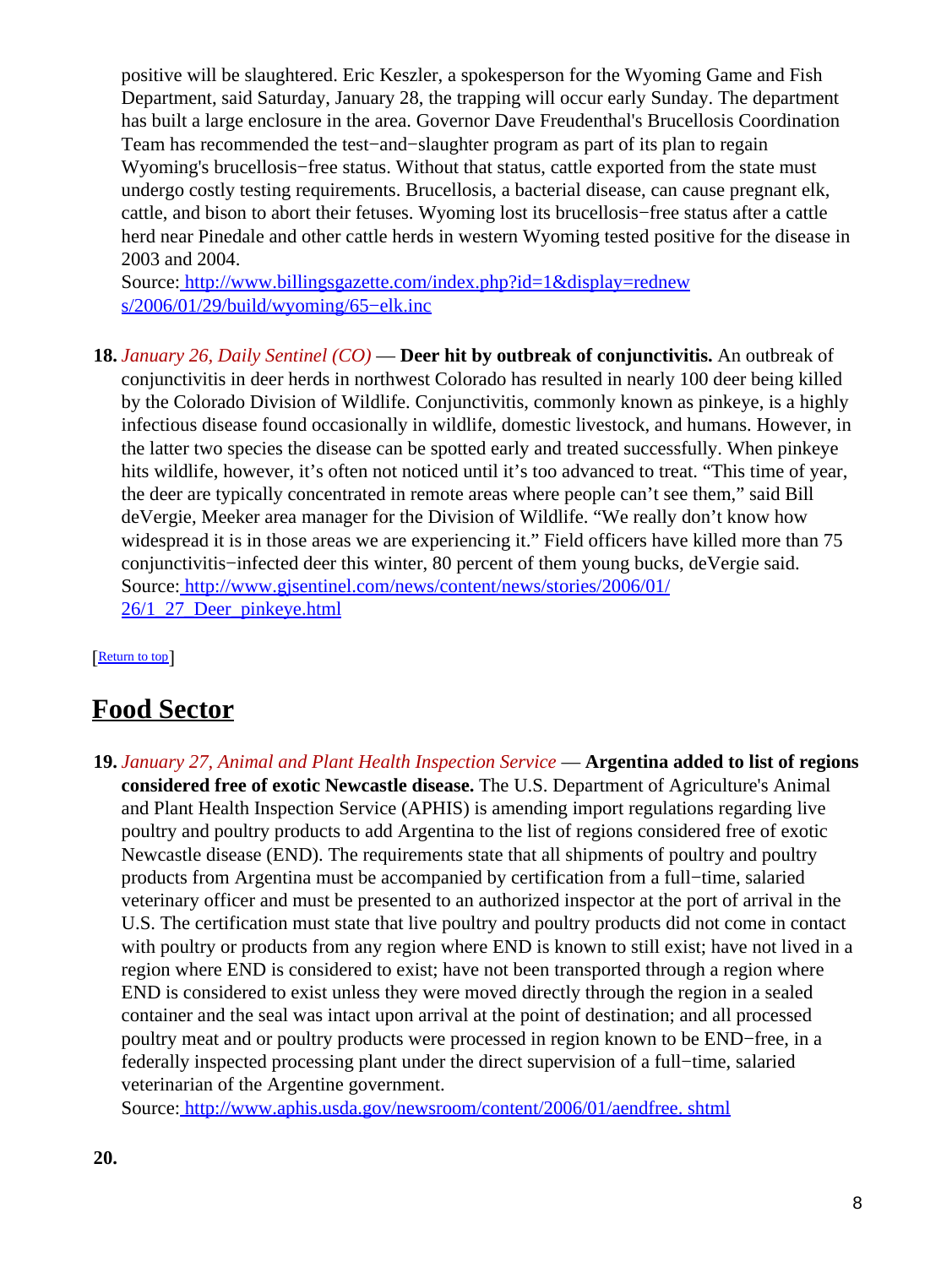positive will be slaughtered. Eric Keszler, a spokesperson for the Wyoming Game and Fish Department, said Saturday, January 28, the trapping will occur early Sunday. The department has built a large enclosure in the area. Governor Dave Freudenthal's Brucellosis Coordination Team has recommended the test−and−slaughter program as part of its plan to regain Wyoming's brucellosis−free status. Without that status, cattle exported from the state must undergo costly testing requirements. Brucellosis, a bacterial disease, can cause pregnant elk, cattle, and bison to abort their fetuses. Wyoming lost its brucellosis−free status after a cattle herd near Pinedale and other cattle herds in western Wyoming tested positive for the disease in 2003 and 2004.
Source: http://www.billingsgazette.com/index.php?id=1&display=rednews/2006/01/29/build/wyoming/65−elk.inc

18. *January 26, Daily Sentinel (CO)* — **Deer hit by outbreak of conjunctivitis.** An outbreak of conjunctivitis in deer herds in northwest Colorado has resulted in nearly 100 deer being killed by the Colorado Division of Wildlife. Conjunctivitis, commonly known as pinkeye, is a highly infectious disease found occasionally in wildlife, domestic livestock, and humans. However, in the latter two species the disease can be spotted early and treated successfully. When pinkeye hits wildlife, however, it's often not noticed until it's too advanced to treat. "This time of year, the deer are typically concentrated in remote areas where people can't see them," said Bill deVergie, Meeker area manager for the Division of Wildlife. "We really don't know how widespread it is in those areas we are experiencing it." Field officers have killed more than 75 conjunctivitis−infected deer this winter, 80 percent of them young bucks, deVergie said.
Source: http://www.gjsentinel.com/news/content/news/stories/2006/01/26/1_27_Deer_pinkeye.html

[Return to top]

## Food Sector

19. *January 27, Animal and Plant Health Inspection Service* — **Argentina added to list of regions considered free of exotic Newcastle disease.** The U.S. Department of Agriculture's Animal and Plant Health Inspection Service (APHIS) is amending import regulations regarding live poultry and poultry products to add Argentina to the list of regions considered free of exotic Newcastle disease (END). The requirements state that all shipments of poultry and poultry products from Argentina must be accompanied by certification from a full−time, salaried veterinary officer and must be presented to an authorized inspector at the port of arrival in the U.S. The certification must state that live poultry and poultry products did not come in contact with poultry or products from any region where END is known to still exist; have not lived in a region where END is considered to exist; have not been transported through a region where END is considered to exist unless they were moved directly through the region in a sealed container and the seal was intact upon arrival at the point of destination; and all processed poultry meat and or poultry products were processed in region known to be END−free, in a federally inspected processing plant under the direct supervision of a full−time, salaried veterinarian of the Argentine government.
Source: http://www.aphis.usda.gov/newsroom/content/2006/01/aendfree.shtml

20.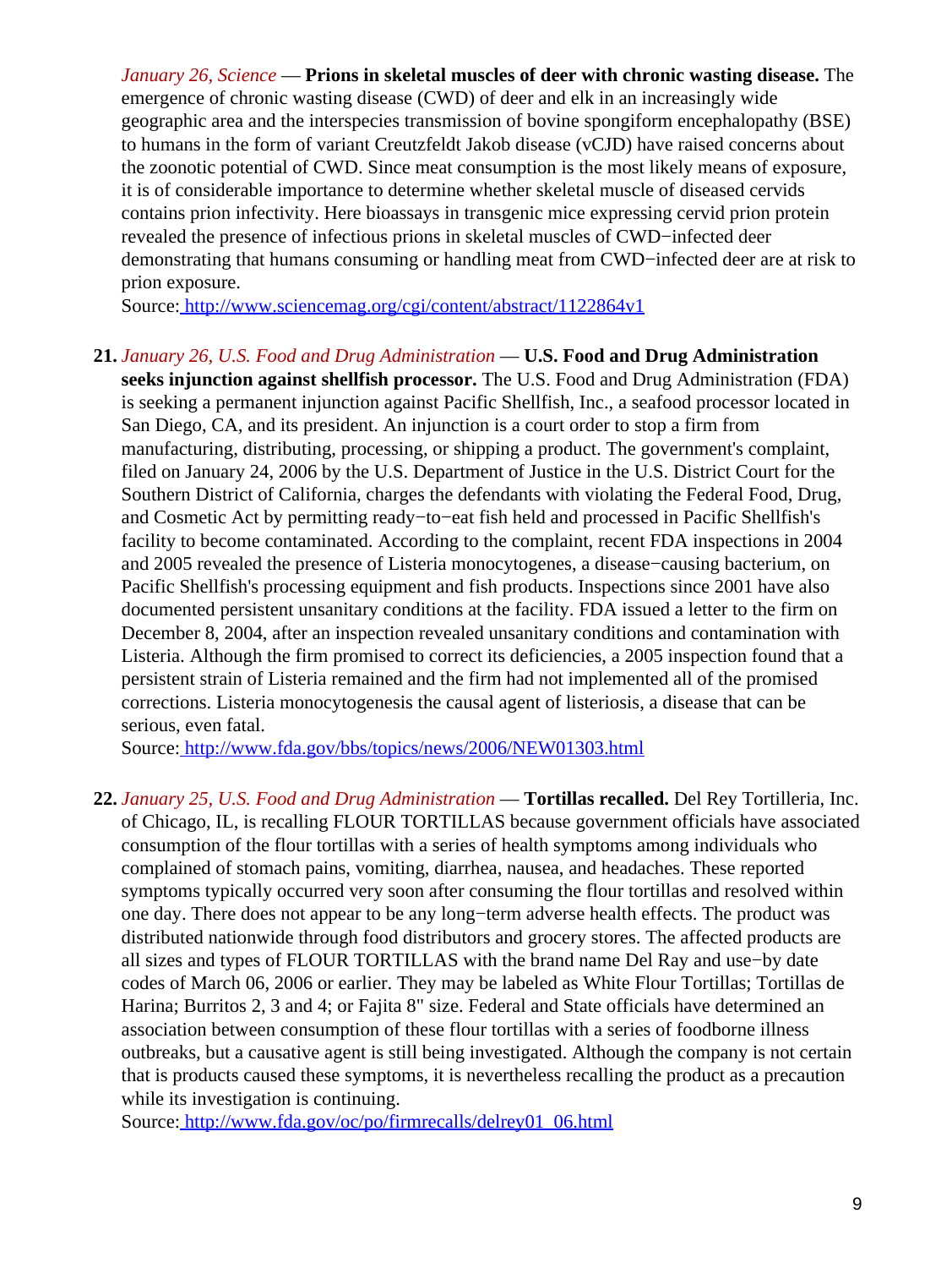*January 26, Science* — **Prions in skeletal muscles of deer with chronic wasting disease.** The emergence of chronic wasting disease (CWD) of deer and elk in an increasingly wide geographic area and the interspecies transmission of bovine spongiform encephalopathy (BSE) to humans in the form of variant Creutzfeldt Jakob disease (vCJD) have raised concerns about the zoonotic potential of CWD. Since meat consumption is the most likely means of exposure, it is of considerable importance to determine whether skeletal muscle of diseased cervids contains prion infectivity. Here bioassays in transgenic mice expressing cervid prion protein revealed the presence of infectious prions in skeletal muscles of CWD−infected deer demonstrating that humans consuming or handling meat from CWD−infected deer are at risk to prion exposure.
Source: http://www.sciencemag.org/cgi/content/abstract/1122864v1

21. *January 26, U.S. Food and Drug Administration* — **U.S. Food and Drug Administration seeks injunction against shellfish processor.** The U.S. Food and Drug Administration (FDA) is seeking a permanent injunction against Pacific Shellfish, Inc., a seafood processor located in San Diego, CA, and its president. An injunction is a court order to stop a firm from manufacturing, distributing, processing, or shipping a product. The government's complaint, filed on January 24, 2006 by the U.S. Department of Justice in the U.S. District Court for the Southern District of California, charges the defendants with violating the Federal Food, Drug, and Cosmetic Act by permitting ready−to−eat fish held and processed in Pacific Shellfish's facility to become contaminated. According to the complaint, recent FDA inspections in 2004 and 2005 revealed the presence of Listeria monocytogenes, a disease−causing bacterium, on Pacific Shellfish's processing equipment and fish products. Inspections since 2001 have also documented persistent unsanitary conditions at the facility. FDA issued a letter to the firm on December 8, 2004, after an inspection revealed unsanitary conditions and contamination with Listeria. Although the firm promised to correct its deficiencies, a 2005 inspection found that a persistent strain of Listeria remained and the firm had not implemented all of the promised corrections. Listeria monocytogenesis the causal agent of listeriosis, a disease that can be serious, even fatal.
Source: http://www.fda.gov/bbs/topics/news/2006/NEW01303.html

22. *January 25, U.S. Food and Drug Administration* — **Tortillas recalled.** Del Rey Tortilleria, Inc. of Chicago, IL, is recalling FLOUR TORTILLAS because government officials have associated consumption of the flour tortillas with a series of health symptoms among individuals who complained of stomach pains, vomiting, diarrhea, nausea, and headaches. These reported symptoms typically occurred very soon after consuming the flour tortillas and resolved within one day. There does not appear to be any long−term adverse health effects. The product was distributed nationwide through food distributors and grocery stores. The affected products are all sizes and types of FLOUR TORTILLAS with the brand name Del Ray and use−by date codes of March 06, 2006 or earlier. They may be labeled as White Flour Tortillas; Tortillas de Harina; Burritos 2, 3 and 4; or Fajita 8" size. Federal and State officials have determined an association between consumption of these flour tortillas with a series of foodborne illness outbreaks, but a causative agent is still being investigated. Although the company is not certain that is products caused these symptoms, it is nevertheless recalling the product as a precaution while its investigation is continuing.
Source: http://www.fda.gov/oc/po/firmrecalls/delrey01_06.html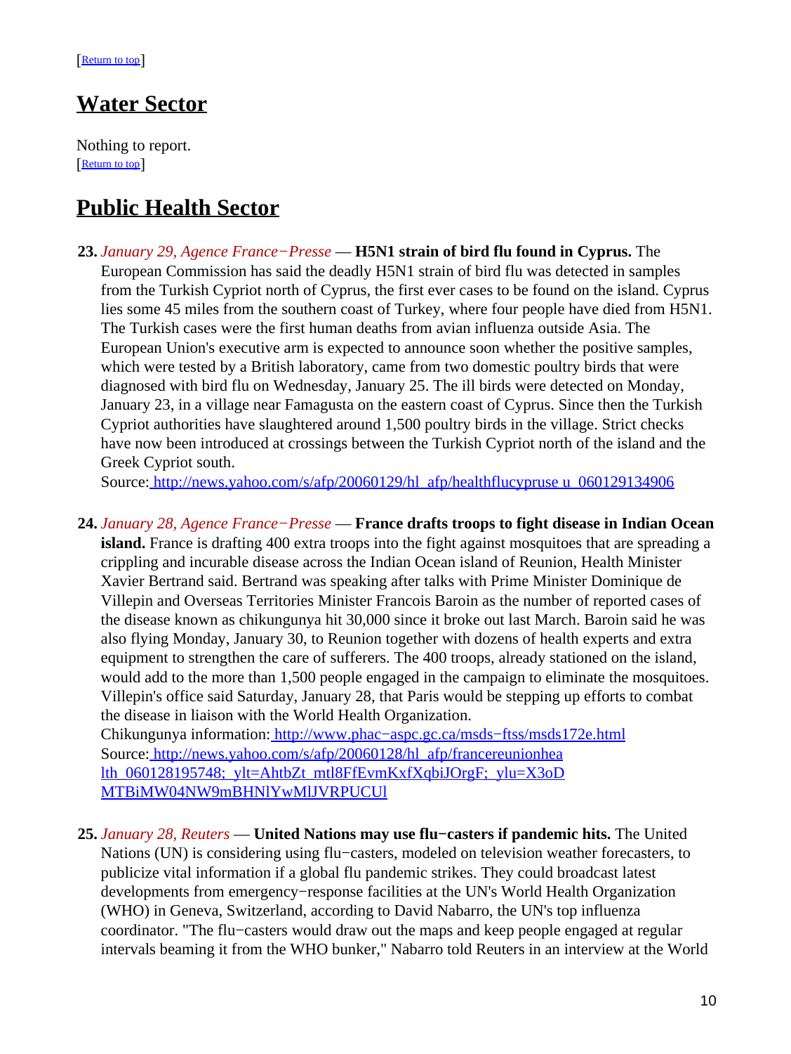[Return to top]

## Water Sector

Nothing to report.
[Return to top]

## Public Health Sector

**23.** *January 29, Agence France−Presse* — **H5N1 strain of bird flu found in Cyprus.** The European Commission has said the deadly H5N1 strain of bird flu was detected in samples from the Turkish Cypriot north of Cyprus, the first ever cases to be found on the island. Cyprus lies some 45 miles from the southern coast of Turkey, where four people have died from H5N1. The Turkish cases were the first human deaths from avian influenza outside Asia. The European Union's executive arm is expected to announce soon whether the positive samples, which were tested by a British laboratory, came from two domestic poultry birds that were diagnosed with bird flu on Wednesday, January 25. The ill birds were detected on Monday, January 23, in a village near Famagusta on the eastern coast of Cyprus. Since then the Turkish Cypriot authorities have slaughtered around 1,500 poultry birds in the village. Strict checks have now been introduced at crossings between the Turkish Cypriot north of the island and the Greek Cypriot south.
Source: http://news.yahoo.com/s/afp/20060129/hl_afp/healthflucypruse u_060129134906

**24.** *January 28, Agence France−Presse* — **France drafts troops to fight disease in Indian Ocean island.** France is drafting 400 extra troops into the fight against mosquitoes that are spreading a crippling and incurable disease across the Indian Ocean island of Reunion, Health Minister Xavier Bertrand said. Bertrand was speaking after talks with Prime Minister Dominique de Villepin and Overseas Territories Minister Francois Baroin as the number of reported cases of the disease known as chikungunya hit 30,000 since it broke out last March. Baroin said he was also flying Monday, January 30, to Reunion together with dozens of health experts and extra equipment to strengthen the care of sufferers. The 400 troops, already stationed on the island, would add to the more than 1,500 people engaged in the campaign to eliminate the mosquitoes. Villepin's office said Saturday, January 28, that Paris would be stepping up efforts to combat the disease in liaison with the World Health Organization.
Chikungunya information: http://www.phac−aspc.gc.ca/msds−ftss/msds172e.html
Source: http://news.yahoo.com/s/afp/20060128/hl_afp/francereunionhea lth_060128195748;_ylt=AhtbZt_mtl8FfEvmKxfXqbiJOrgF;_ylu=X3oD MTBiMW04NW9mBHNlYwMlJVRPUCUl

**25.** *January 28, Reuters* — **United Nations may use flu−casters if pandemic hits.** The United Nations (UN) is considering using flu−casters, modeled on television weather forecasters, to publicize vital information if a global flu pandemic strikes. They could broadcast latest developments from emergency−response facilities at the UN's World Health Organization (WHO) in Geneva, Switzerland, according to David Nabarro, the UN's top influenza coordinator. "The flu−casters would draw out the maps and keep people engaged at regular intervals beaming it from the WHO bunker," Nabarro told Reuters in an interview at the World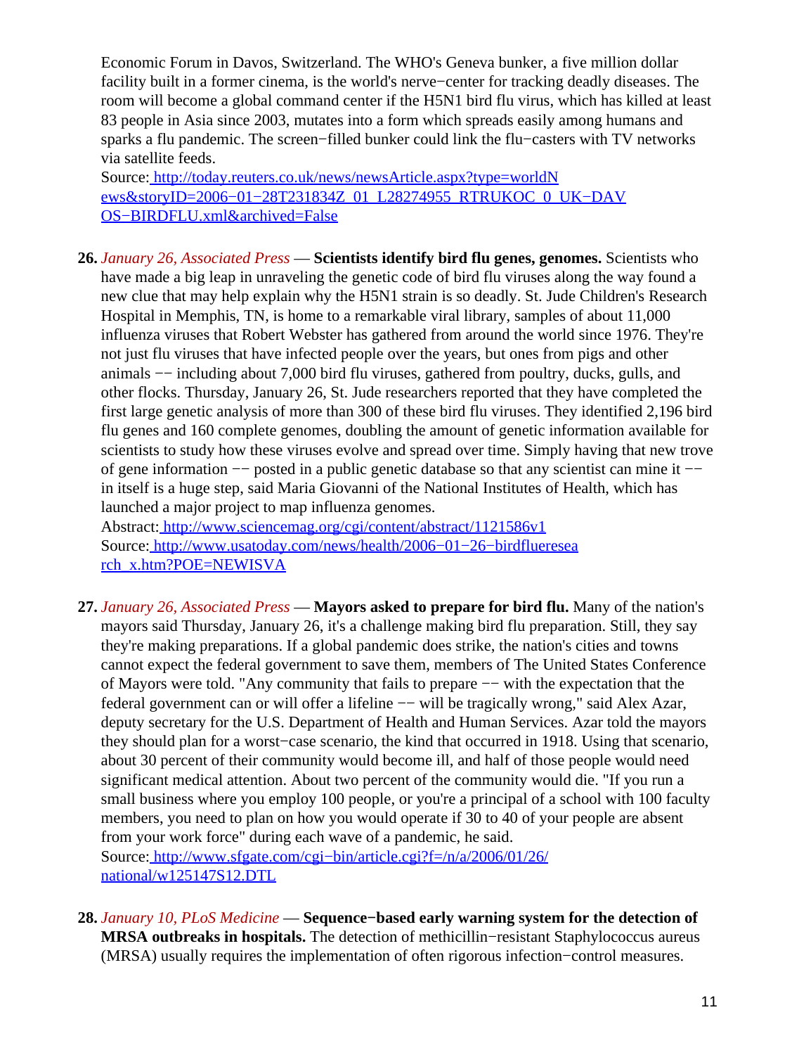Economic Forum in Davos, Switzerland. The WHO's Geneva bunker, a five million dollar facility built in a former cinema, is the world's nerve−center for tracking deadly diseases. The room will become a global command center if the H5N1 bird flu virus, which has killed at least 83 people in Asia since 2003, mutates into a form which spreads easily among humans and sparks a flu pandemic. The screen−filled bunker could link the flu−casters with TV networks via satellite feeds.
Source: [http://today.reuters.co.uk/news/newsArticle.aspx?type=worldNews&storyID=2006−01−28T231834Z_01_L28274955_RTRUKOC_0_UK−DAVOS−BIRDFLU.xml&archived=False](http://today.reuters.co.uk/news/newsArticle.aspx?type=worldNews&storyID=2006−01−28T231834Z_01_L28274955_RTRUKOC_0_UK−DAVOS−BIRDFLU.xml&archived=False)

26. *January 26, Associated Press* — **Scientists identify bird flu genes, genomes.** Scientists who have made a big leap in unraveling the genetic code of bird flu viruses along the way found a new clue that may help explain why the H5N1 strain is so deadly. St. Jude Children's Research Hospital in Memphis, TN, is home to a remarkable viral library, samples of about 11,000 influenza viruses that Robert Webster has gathered from around the world since 1976. They're not just flu viruses that have infected people over the years, but ones from pigs and other animals −− including about 7,000 bird flu viruses, gathered from poultry, ducks, gulls, and other flocks. Thursday, January 26, St. Jude researchers reported that they have completed the first large genetic analysis of more than 300 of these bird flu viruses. They identified 2,196 bird flu genes and 160 complete genomes, doubling the amount of genetic information available for scientists to study how these viruses evolve and spread over time. Simply having that new trove of gene information −− posted in a public genetic database so that any scientist can mine it −− in itself is a huge step, said Maria Giovanni of the National Institutes of Health, which has launched a major project to map influenza genomes.
Abstract: [http://www.sciencemag.org/cgi/content/abstract/1121586v1](http://www.sciencemag.org/cgi/content/abstract/1121586v1)
Source: [http://www.usatoday.com/news/health/2006−01−26−birdflueresearch_x.htm?POE=NEWISVA](http://www.usatoday.com/news/health/2006−01−26−birdflueresearch_x.htm?POE=NEWISVA)

27. *January 26, Associated Press* — **Mayors asked to prepare for bird flu.** Many of the nation's mayors said Thursday, January 26, it's a challenge making bird flu preparation. Still, they say they're making preparations. If a global pandemic does strike, the nation's cities and towns cannot expect the federal government to save them, members of The United States Conference of Mayors were told. "Any community that fails to prepare −− with the expectation that the federal government can or will offer a lifeline −− will be tragically wrong," said Alex Azar, deputy secretary for the U.S. Department of Health and Human Services. Azar told the mayors they should plan for a worst−case scenario, the kind that occurred in 1918. Using that scenario, about 30 percent of their community would become ill, and half of those people would need significant medical attention. About two percent of the community would die. "If you run a small business where you employ 100 people, or you're a principal of a school with 100 faculty members, you need to plan on how you would operate if 30 to 40 of your people are absent from your work force" during each wave of a pandemic, he said.
Source: [http://www.sfgate.com/cgi−bin/article.cgi?f=/n/a/2006/01/26/national/w125147S12.DTL](http://www.sfgate.com/cgi−bin/article.cgi?f=/n/a/2006/01/26/national/w125147S12.DTL)

28. *January 10, PLoS Medicine* — **Sequence−based early warning system for the detection of MRSA outbreaks in hospitals.** The detection of methicillin−resistant Staphylococcus aureus (MRSA) usually requires the implementation of often rigorous infection−control measures.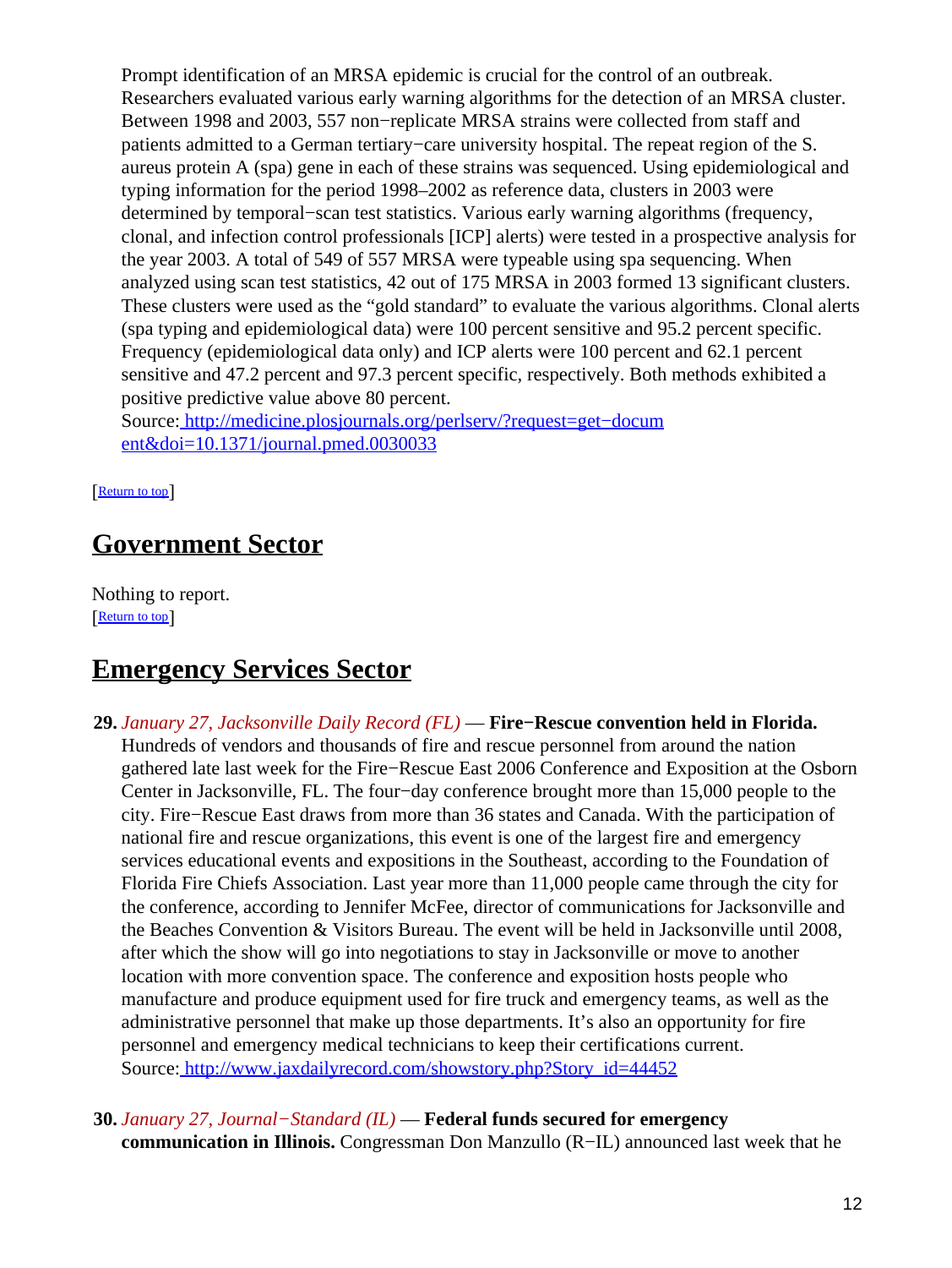Prompt identification of an MRSA epidemic is crucial for the control of an outbreak. Researchers evaluated various early warning algorithms for the detection of an MRSA cluster. Between 1998 and 2003, 557 non−replicate MRSA strains were collected from staff and patients admitted to a German tertiary−care university hospital. The repeat region of the S. aureus protein A (spa) gene in each of these strains was sequenced. Using epidemiological and typing information for the period 1998–2002 as reference data, clusters in 2003 were determined by temporal−scan test statistics. Various early warning algorithms (frequency, clonal, and infection control professionals [ICP] alerts) were tested in a prospective analysis for the year 2003. A total of 549 of 557 MRSA were typeable using spa sequencing. When analyzed using scan test statistics, 42 out of 175 MRSA in 2003 formed 13 significant clusters. These clusters were used as the "gold standard" to evaluate the various algorithms. Clonal alerts (spa typing and epidemiological data) were 100 percent sensitive and 95.2 percent specific. Frequency (epidemiological data only) and ICP alerts were 100 percent and 62.1 percent sensitive and 47.2 percent and 97.3 percent specific, respectively. Both methods exhibited a positive predictive value above 80 percent.
Source: http://medicine.plosjournals.org/perlserv/?request=get−document&doi=10.1371/journal.pmed.0030033

[Return to top]

## Government Sector

Nothing to report.
[Return to top]

## Emergency Services Sector

**29.** *January 27, Jacksonville Daily Record (FL)* — **Fire−Rescue convention held in Florida.** Hundreds of vendors and thousands of fire and rescue personnel from around the nation gathered late last week for the Fire−Rescue East 2006 Conference and Exposition at the Osborn Center in Jacksonville, FL. The four−day conference brought more than 15,000 people to the city. Fire−Rescue East draws from more than 36 states and Canada. With the participation of national fire and rescue organizations, this event is one of the largest fire and emergency services educational events and expositions in the Southeast, according to the Foundation of Florida Fire Chiefs Association. Last year more than 11,000 people came through the city for the conference, according to Jennifer McFee, director of communications for Jacksonville and the Beaches Convention & Visitors Bureau. The event will be held in Jacksonville until 2008, after which the show will go into negotiations to stay in Jacksonville or move to another location with more convention space. The conference and exposition hosts people who manufacture and produce equipment used for fire truck and emergency teams, as well as the administrative personnel that make up those departments. It's also an opportunity for fire personnel and emergency medical technicians to keep their certifications current.
Source: http://www.jaxdailyrecord.com/showstory.php?Story_id=44452

**30.** *January 27, Journal−Standard (IL)* — **Federal funds secured for emergency communication in Illinois.** Congressman Don Manzullo (R−IL) announced last week that he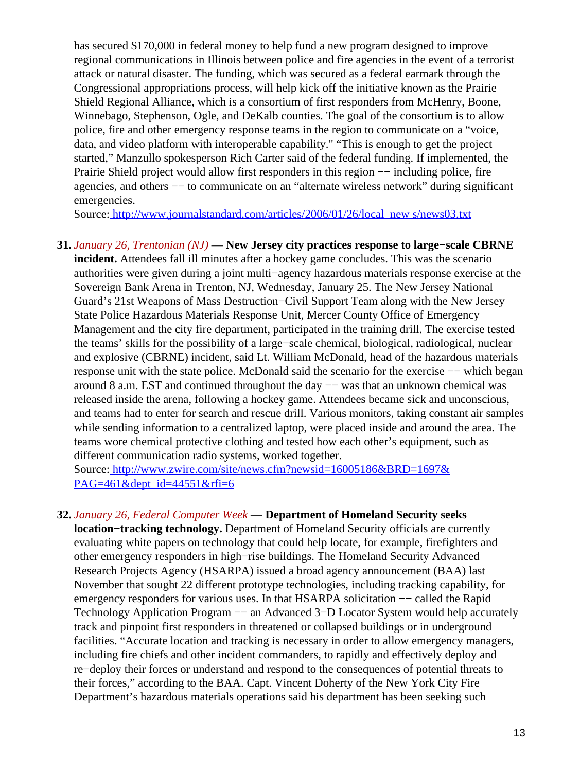has secured $170,000 in federal money to help fund a new program designed to improve regional communications in Illinois between police and fire agencies in the event of a terrorist attack or natural disaster. The funding, which was secured as a federal earmark through the Congressional appropriations process, will help kick off the initiative known as the Prairie Shield Regional Alliance, which is a consortium of first responders from McHenry, Boone, Winnebago, Stephenson, Ogle, and DeKalb counties. The goal of the consortium is to allow police, fire and other emergency response teams in the region to communicate on a "voice, data, and video platform with interoperable capability." "This is enough to get the project started," Manzullo spokesperson Rich Carter said of the federal funding. If implemented, the Prairie Shield project would allow first responders in this region −− including police, fire agencies, and others −− to communicate on an "alternate wireless network" during significant emergencies.
Source: http://www.journalstandard.com/articles/2006/01/26/local_new s/news03.txt

31. *January 26, Trentonian (NJ)* — **New Jersey city practices response to large−scale CBRNE incident.** Attendees fall ill minutes after a hockey game concludes. This was the scenario authorities were given during a joint multi−agency hazardous materials response exercise at the Sovereign Bank Arena in Trenton, NJ, Wednesday, January 25. The New Jersey National Guard's 21st Weapons of Mass Destruction−Civil Support Team along with the New Jersey State Police Hazardous Materials Response Unit, Mercer County Office of Emergency Management and the city fire department, participated in the training drill. The exercise tested the teams' skills for the possibility of a large−scale chemical, biological, radiological, nuclear and explosive (CBRNE) incident, said Lt. William McDonald, head of the hazardous materials response unit with the state police. McDonald said the scenario for the exercise −− which began around 8 a.m. EST and continued throughout the day −− was that an unknown chemical was released inside the arena, following a hockey game. Attendees became sick and unconscious, and teams had to enter for search and rescue drill. Various monitors, taking constant air samples while sending information to a centralized laptop, were placed inside and around the area. The teams wore chemical protective clothing and tested how each other's equipment, such as different communication radio systems, worked together.
Source: http://www.zwire.com/site/news.cfm?newsid=16005186&BRD=1697&PAG=461&dept_id=44551&rfi=6

32. *January 26, Federal Computer Week* — **Department of Homeland Security seeks location−tracking technology.** Department of Homeland Security officials are currently evaluating white papers on technology that could help locate, for example, firefighters and other emergency responders in high−rise buildings. The Homeland Security Advanced Research Projects Agency (HSARPA) issued a broad agency announcement (BAA) last November that sought 22 different prototype technologies, including tracking capability, for emergency responders for various uses. In that HSARPA solicitation −− called the Rapid Technology Application Program −− an Advanced 3−D Locator System would help accurately track and pinpoint first responders in threatened or collapsed buildings or in underground facilities. "Accurate location and tracking is necessary in order to allow emergency managers, including fire chiefs and other incident commanders, to rapidly and effectively deploy and re−deploy their forces or understand and respond to the consequences of potential threats to their forces," according to the BAA. Capt. Vincent Doherty of the New York City Fire Department's hazardous materials operations said his department has been seeking such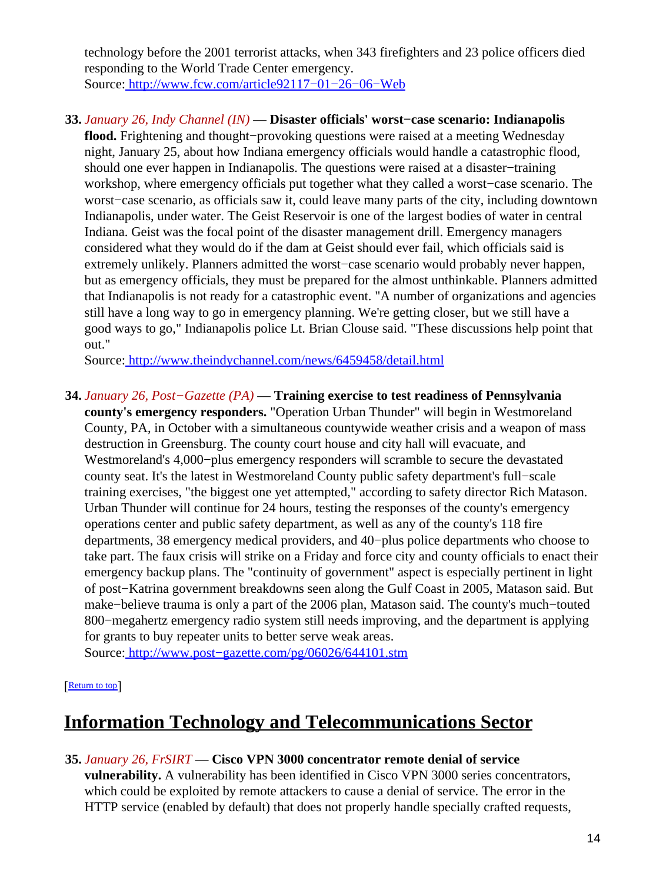technology before the 2001 terrorist attacks, when 343 firefighters and 23 police officers died responding to the World Trade Center emergency.
Source: http://www.fcw.com/article92117−01−26−06−Web

**33.** *January 26, Indy Channel (IN)* — **Disaster officials' worst−case scenario: Indianapolis flood.** Frightening and thought−provoking questions were raised at a meeting Wednesday night, January 25, about how Indiana emergency officials would handle a catastrophic flood, should one ever happen in Indianapolis. The questions were raised at a disaster−training workshop, where emergency officials put together what they called a worst−case scenario. The worst−case scenario, as officials saw it, could leave many parts of the city, including downtown Indianapolis, under water. The Geist Reservoir is one of the largest bodies of water in central Indiana. Geist was the focal point of the disaster management drill. Emergency managers considered what they would do if the dam at Geist should ever fail, which officials said is extremely unlikely. Planners admitted the worst−case scenario would probably never happen, but as emergency officials, they must be prepared for the almost unthinkable. Planners admitted that Indianapolis is not ready for a catastrophic event. "A number of organizations and agencies still have a long way to go in emergency planning. We're getting closer, but we still have a good ways to go," Indianapolis police Lt. Brian Clouse said. "These discussions help point that out."
Source: http://www.theindychannel.com/news/6459458/detail.html

**34.** *January 26, Post−Gazette (PA)* — **Training exercise to test readiness of Pennsylvania county's emergency responders.** "Operation Urban Thunder" will begin in Westmoreland County, PA, in October with a simultaneous countywide weather crisis and a weapon of mass destruction in Greensburg. The county court house and city hall will evacuate, and Westmoreland's 4,000−plus emergency responders will scramble to secure the devastated county seat. It's the latest in Westmoreland County public safety department's full−scale training exercises, "the biggest one yet attempted," according to safety director Rich Matason. Urban Thunder will continue for 24 hours, testing the responses of the county's emergency operations center and public safety department, as well as any of the county's 118 fire departments, 38 emergency medical providers, and 40−plus police departments who choose to take part. The faux crisis will strike on a Friday and force city and county officials to enact their emergency backup plans. The "continuity of government" aspect is especially pertinent in light of post−Katrina government breakdowns seen along the Gulf Coast in 2005, Matason said. But make−believe trauma is only a part of the 2006 plan, Matason said. The county's much−touted 800−megahertz emergency radio system still needs improving, and the department is applying for grants to buy repeater units to better serve weak areas.
Source: http://www.post−gazette.com/pg/06026/644101.stm

[Return to top]

## Information Technology and Telecommunications Sector

**35.** *January 26, FrSIRT* — **Cisco VPN 3000 concentrator remote denial of service vulnerability.** A vulnerability has been identified in Cisco VPN 3000 series concentrators, which could be exploited by remote attackers to cause a denial of service. The error in the HTTP service (enabled by default) that does not properly handle specially crafted requests,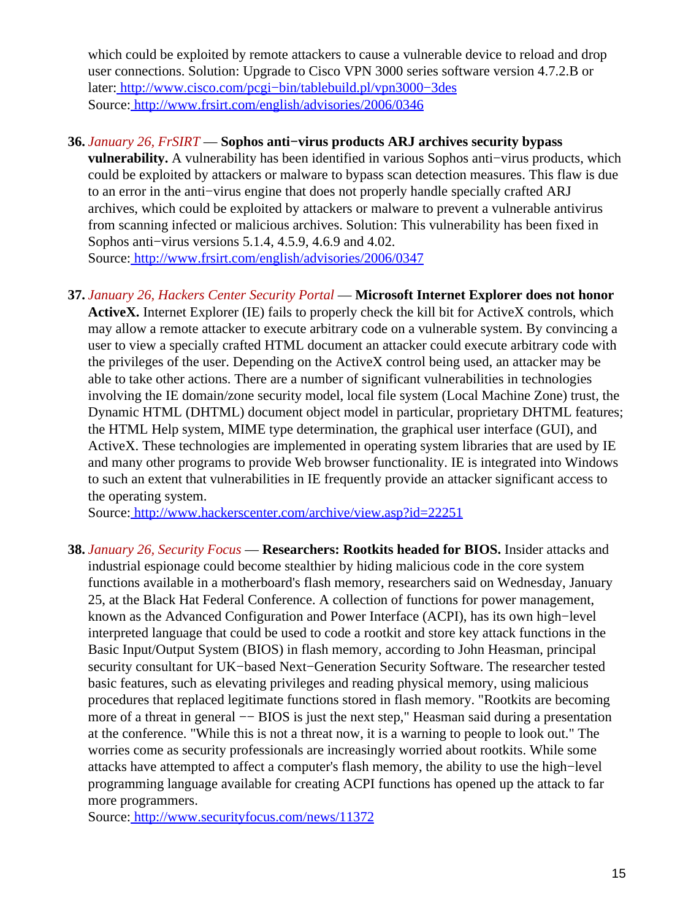which could be exploited by remote attackers to cause a vulnerable device to reload and drop user connections. Solution: Upgrade to Cisco VPN 3000 series software version 4.7.2.B or later: http://www.cisco.com/pcgi−bin/tablebuild.pl/vpn3000−3des
Source: http://www.frsirt.com/english/advisories/2006/0346

**36.** *January 26, FrSIRT* — **Sophos anti−virus products ARJ archives security bypass vulnerability.** A vulnerability has been identified in various Sophos anti−virus products, which could be exploited by attackers or malware to bypass scan detection measures. This flaw is due to an error in the anti−virus engine that does not properly handle specially crafted ARJ archives, which could be exploited by attackers or malware to prevent a vulnerable antivirus from scanning infected or malicious archives. Solution: This vulnerability has been fixed in Sophos anti−virus versions 5.1.4, 4.5.9, 4.6.9 and 4.02.
Source: http://www.frsirt.com/english/advisories/2006/0347

**37.** *January 26, Hackers Center Security Portal* — **Microsoft Internet Explorer does not honor ActiveX.** Internet Explorer (IE) fails to properly check the kill bit for ActiveX controls, which may allow a remote attacker to execute arbitrary code on a vulnerable system. By convincing a user to view a specially crafted HTML document an attacker could execute arbitrary code with the privileges of the user. Depending on the ActiveX control being used, an attacker may be able to take other actions. There are a number of significant vulnerabilities in technologies involving the IE domain/zone security model, local file system (Local Machine Zone) trust, the Dynamic HTML (DHTML) document object model in particular, proprietary DHTML features; the HTML Help system, MIME type determination, the graphical user interface (GUI), and ActiveX. These technologies are implemented in operating system libraries that are used by IE and many other programs to provide Web browser functionality. IE is integrated into Windows to such an extent that vulnerabilities in IE frequently provide an attacker significant access to the operating system.
Source: http://www.hackerscenter.com/archive/view.asp?id=22251

**38.** *January 26, Security Focus* — **Researchers: Rootkits headed for BIOS.** Insider attacks and industrial espionage could become stealthier by hiding malicious code in the core system functions available in a motherboard's flash memory, researchers said on Wednesday, January 25, at the Black Hat Federal Conference. A collection of functions for power management, known as the Advanced Configuration and Power Interface (ACPI), has its own high−level interpreted language that could be used to code a rootkit and store key attack functions in the Basic Input/Output System (BIOS) in flash memory, according to John Heasman, principal security consultant for UK−based Next−Generation Security Software. The researcher tested basic features, such as elevating privileges and reading physical memory, using malicious procedures that replaced legitimate functions stored in flash memory. "Rootkits are becoming more of a threat in general −− BIOS is just the next step," Heasman said during a presentation at the conference. "While this is not a threat now, it is a warning to people to look out." The worries come as security professionals are increasingly worried about rootkits. While some attacks have attempted to affect a computer's flash memory, the ability to use the high−level programming language available for creating ACPI functions has opened up the attack to far more programmers.
Source: http://www.securityfocus.com/news/11372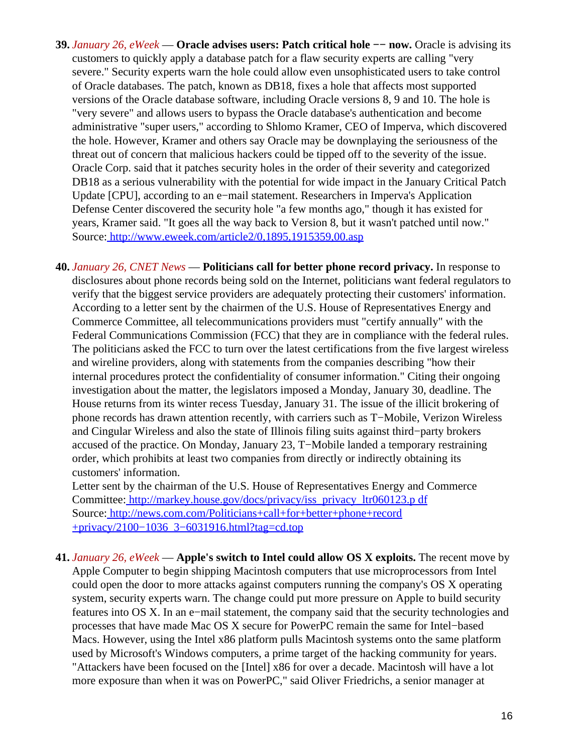**39.** *January 26, eWeek* — **Oracle advises users: Patch critical hole −− now.** Oracle is advising its customers to quickly apply a database patch for a flaw security experts are calling "very severe." Security experts warn the hole could allow even unsophisticated users to take control of Oracle databases. The patch, known as DB18, fixes a hole that affects most supported versions of the Oracle database software, including Oracle versions 8, 9 and 10. The hole is "very severe" and allows users to bypass the Oracle database's authentication and become administrative "super users," according to Shlomo Kramer, CEO of Imperva, which discovered the hole. However, Kramer and others say Oracle may be downplaying the seriousness of the threat out of concern that malicious hackers could be tipped off to the severity of the issue. Oracle Corp. said that it patches security holes in the order of their severity and categorized DB18 as a serious vulnerability with the potential for wide impact in the January Critical Patch Update [CPU], according to an e−mail statement. Researchers in Imperva's Application Defense Center discovered the security hole "a few months ago," though it has existed for years, Kramer said. "It goes all the way back to Version 8, but it wasn't patched until now."
Source: http://www.eweek.com/article2/0,1895,1915359,00.asp

**40.** *January 26, CNET News* — **Politicians call for better phone record privacy.** In response to disclosures about phone records being sold on the Internet, politicians want federal regulators to verify that the biggest service providers are adequately protecting their customers' information. According to a letter sent by the chairmen of the U.S. House of Representatives Energy and Commerce Committee, all telecommunications providers must "certify annually" with the Federal Communications Commission (FCC) that they are in compliance with the federal rules. The politicians asked the FCC to turn over the latest certifications from the five largest wireless and wireline providers, along with statements from the companies describing "how their internal procedures protect the confidentiality of consumer information." Citing their ongoing investigation about the matter, the legislators imposed a Monday, January 30, deadline. The House returns from its winter recess Tuesday, January 31. The issue of the illicit brokering of phone records has drawn attention recently, with carriers such as T−Mobile, Verizon Wireless and Cingular Wireless and also the state of Illinois filing suits against third−party brokers accused of the practice. On Monday, January 23, T−Mobile landed a temporary restraining order, which prohibits at least two companies from directly or indirectly obtaining its customers' information.
Letter sent by the chairman of the U.S. House of Representatives Energy and Commerce Committee: http://markey.house.gov/docs/privacy/iss_privacy_ltr060123.p df
Source: http://news.com.com/Politicians+call+for+better+phone+record +privacy/2100−1036_3−6031916.html?tag=cd.top

**41.** *January 26, eWeek* — **Apple's switch to Intel could allow OS X exploits.** The recent move by Apple Computer to begin shipping Macintosh computers that use microprocessors from Intel could open the door to more attacks against computers running the company's OS X operating system, security experts warn. The change could put more pressure on Apple to build security features into OS X. In an e−mail statement, the company said that the security technologies and processes that have made Mac OS X secure for PowerPC remain the same for Intel−based Macs. However, using the Intel x86 platform pulls Macintosh systems onto the same platform used by Microsoft's Windows computers, a prime target of the hacking community for years. "Attackers have been focused on the [Intel] x86 for over a decade. Macintosh will have a lot more exposure than when it was on PowerPC," said Oliver Friedrichs, a senior manager at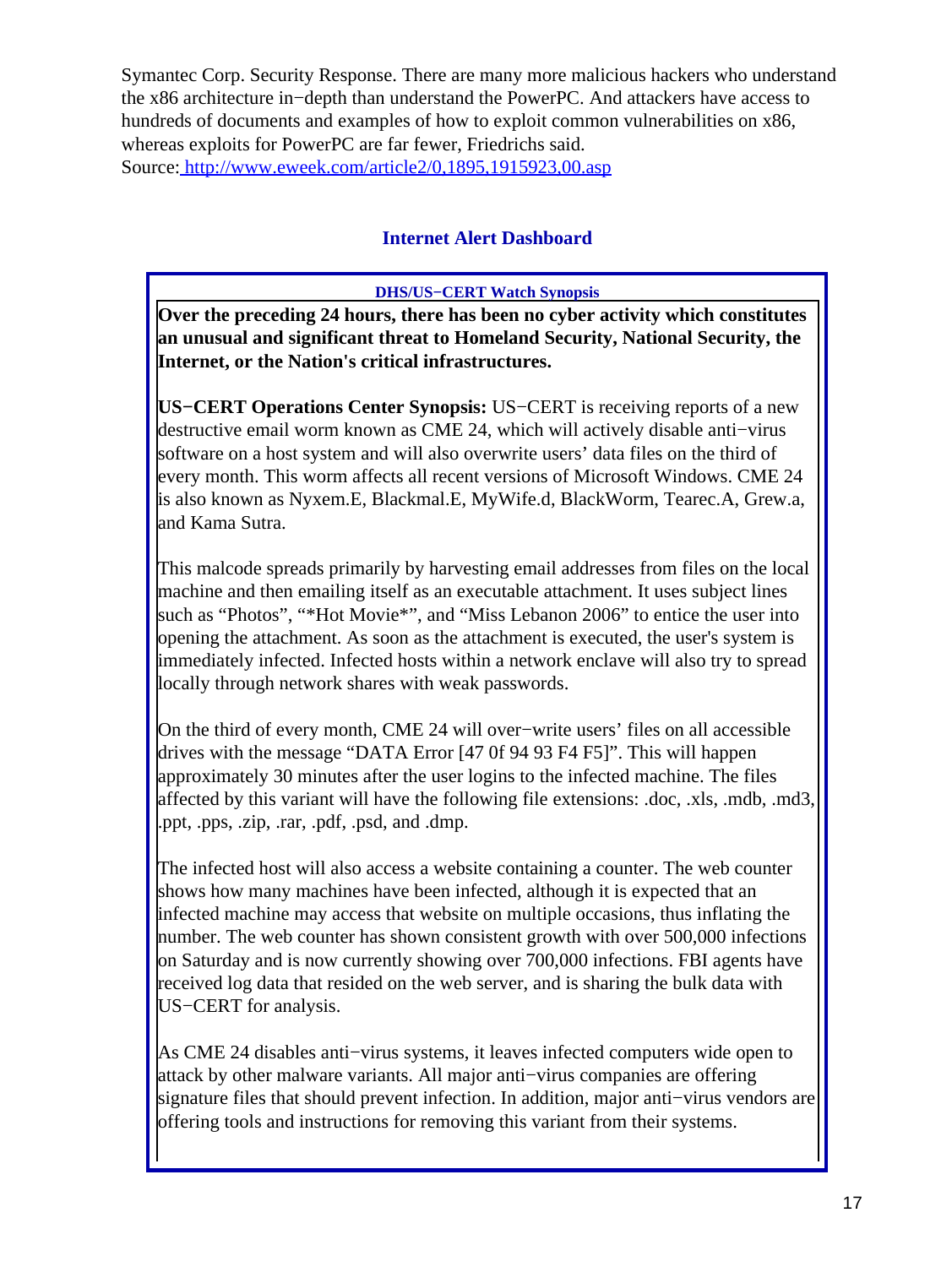Symantec Corp. Security Response. There are many more malicious hackers who understand the x86 architecture in−depth than understand the PowerPC. And attackers have access to hundreds of documents and examples of how to exploit common vulnerabilities on x86, whereas exploits for PowerPC are far fewer, Friedrichs said.
Source: http://www.eweek.com/article2/0,1895,1915923,00.asp

## Internet Alert Dashboard

**DHS/US−CERT Watch Synopsis**

**Over the preceding 24 hours, there has been no cyber activity which constitutes an unusual and significant threat to Homeland Security, National Security, the Internet, or the Nation's critical infrastructures.**

**US−CERT Operations Center Synopsis:** US−CERT is receiving reports of a new destructive email worm known as CME 24, which will actively disable anti−virus software on a host system and will also overwrite users' data files on the third of every month. This worm affects all recent versions of Microsoft Windows. CME 24 is also known as Nyxem.E, Blackmal.E, MyWife.d, BlackWorm, Tearec.A, Grew.a, and Kama Sutra.

This malcode spreads primarily by harvesting email addresses from files on the local machine and then emailing itself as an executable attachment. It uses subject lines such as "Photos", "*Hot Movie*", and "Miss Lebanon 2006" to entice the user into opening the attachment. As soon as the attachment is executed, the user's system is immediately infected. Infected hosts within a network enclave will also try to spread locally through network shares with weak passwords.

On the third of every month, CME 24 will over−write users' files on all accessible drives with the message "DATA Error [47 0f 94 93 F4 F5]". This will happen approximately 30 minutes after the user logins to the infected machine. The files affected by this variant will have the following file extensions: .doc, .xls, .mdb, .md3, .ppt, .pps, .zip, .rar, .pdf, .psd, and .dmp.

The infected host will also access a website containing a counter. The web counter shows how many machines have been infected, although it is expected that an infected machine may access that website on multiple occasions, thus inflating the number. The web counter has shown consistent growth with over 500,000 infections on Saturday and is now currently showing over 700,000 infections. FBI agents have received log data that resided on the web server, and is sharing the bulk data with US−CERT for analysis.

As CME 24 disables anti−virus systems, it leaves infected computers wide open to attack by other malware variants. All major anti−virus companies are offering signature files that should prevent infection. In addition, major anti−virus vendors are offering tools and instructions for removing this variant from their systems.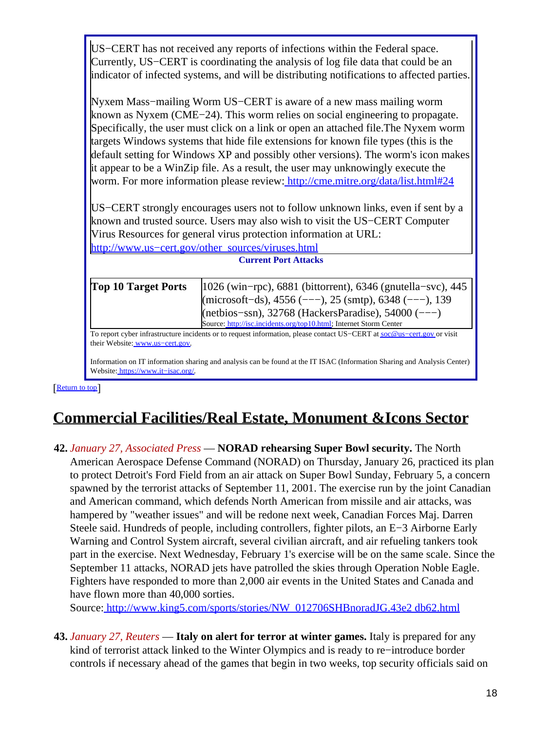US−CERT has not received any reports of infections within the Federal space. Currently, US−CERT is coordinating the analysis of log file data that could be an indicator of infected systems, and will be distributing notifications to affected parties.

Nyxem Mass−mailing Worm US−CERT is aware of a new mass mailing worm known as Nyxem (CME−24). This worm relies on social engineering to propagate. Specifically, the user must click on a link or open an attached file.The Nyxem worm targets Windows systems that hide file extensions for known file types (this is the default setting for Windows XP and possibly other versions). The worm's icon makes it appear to be a WinZip file. As a result, the user may unknowingly execute the worm. For more information please review: http://cme.mitre.org/data/list.html#24

US−CERT strongly encourages users not to follow unknown links, even if sent by a known and trusted source. Users may also wish to visit the US−CERT Computer Virus Resources for general virus protection information at URL: http://www.us−cert.gov/other_sources/viruses.html

**Current Port Attacks**

| | |
|---|---|
| **Top 10 Target Ports** | 1026 (win−rpc), 6881 (bittorrent), 6346 (gnutella−svc), 445 (microsoft−ds), 4556 (−−−), 25 (smtp), 6348 (−−−), 139 (netbios−ssn), 32768 (HackersParadise), 54000 (−−−)<br>Source: http://isc.incidents.org/top10.html; Internet Storm Center |

To report cyber infrastructure incidents or to request information, please contact US−CERT at soc@us−cert.gov or visit their Website: www.us−cert.gov.

Information on IT information sharing and analysis can be found at the IT ISAC (Information Sharing and Analysis Center) Website: https://www.it−isac.org/.

[Return to top]

## Commercial Facilities/Real Estate, Monument &Icons Sector

**42.** *January 27, Associated Press* — **NORAD rehearsing Super Bowl security.** The North American Aerospace Defense Command (NORAD) on Thursday, January 26, practiced its plan to protect Detroit's Ford Field from an air attack on Super Bowl Sunday, February 5, a concern spawned by the terrorist attacks of September 11, 2001. The exercise run by the joint Canadian and American command, which defends North American from missile and air attacks, was hampered by "weather issues" and will be redone next week, Canadian Forces Maj. Darren Steele said. Hundreds of people, including controllers, fighter pilots, an E−3 Airborne Early Warning and Control System aircraft, several civilian aircraft, and air refueling tankers took part in the exercise. Next Wednesday, February 1's exercise will be on the same scale. Since the September 11 attacks, NORAD jets have patrolled the skies through Operation Noble Eagle. Fighters have responded to more than 2,000 air events in the United States and Canada and have flown more than 40,000 sorties.
Source: http://www.king5.com/sports/stories/NW_012706SHBnoradJG.43e2 db62.html

**43.** *January 27, Reuters* — **Italy on alert for terror at winter games.** Italy is prepared for any kind of terrorist attack linked to the Winter Olympics and is ready to re−introduce border controls if necessary ahead of the games that begin in two weeks, top security officials said on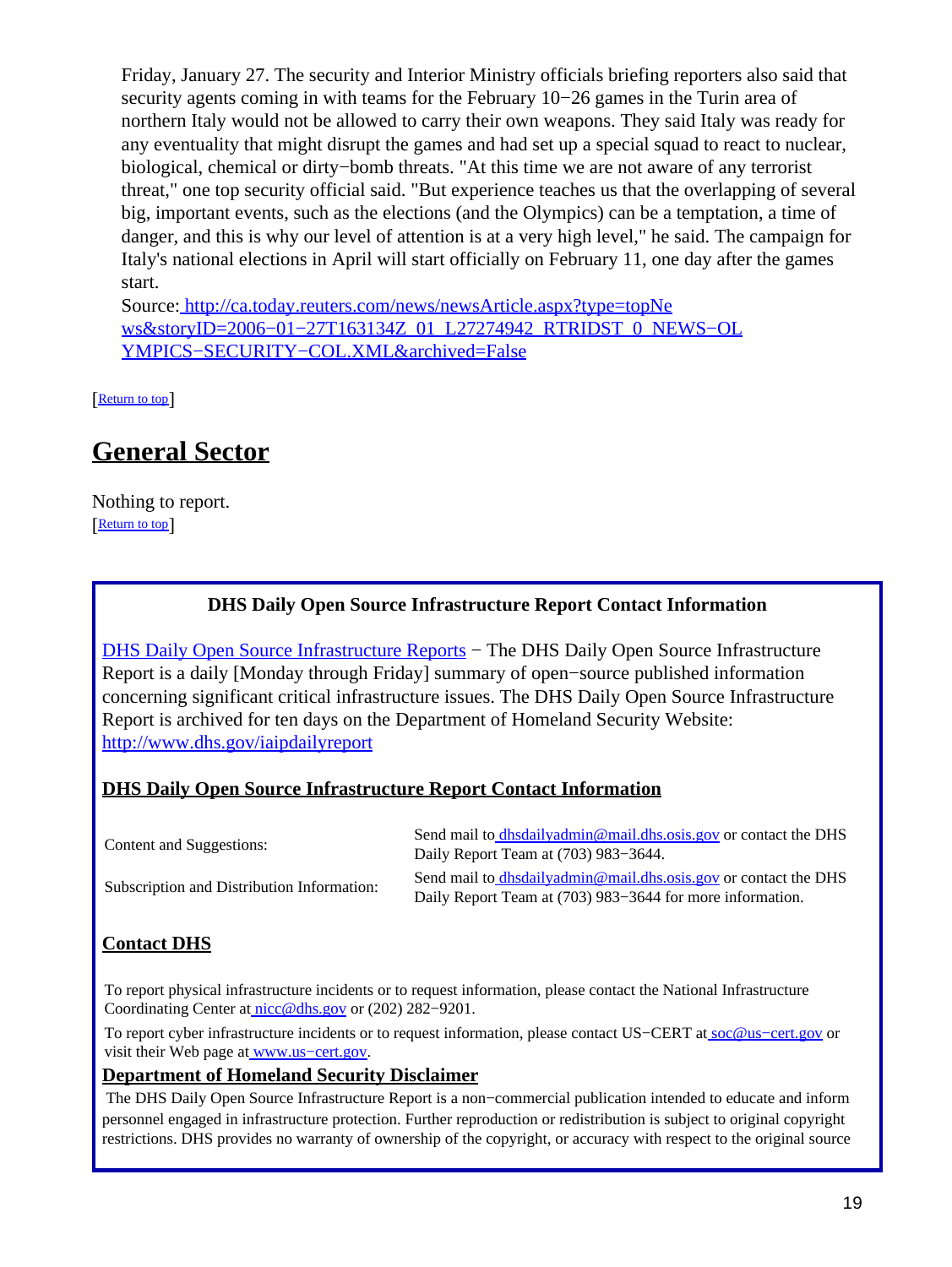Friday, January 27. The security and Interior Ministry officials briefing reporters also said that security agents coming in with teams for the February 10−26 games in the Turin area of northern Italy would not be allowed to carry their own weapons. They said Italy was ready for any eventuality that might disrupt the games and had set up a special squad to react to nuclear, biological, chemical or dirty−bomb threats. "At this time we are not aware of any terrorist threat," one top security official said. "But experience teaches us that the overlapping of several big, important events, such as the elections (and the Olympics) can be a temptation, a time of danger, and this is why our level of attention is at a very high level," he said. The campaign for Italy's national elections in April will start officially on February 11, one day after the games start.
Source: http://ca.today.reuters.com/news/newsArticle.aspx?type=topNews&storyID=2006−01−27T163134Z_01_L27274942_RTRIDST_0_NEWS−OLYMPICS−SECURITY−COL.XML&archived=False

[Return to top]

## General Sector

Nothing to report.
[Return to top]

**DHS Daily Open Source Infrastructure Report Contact Information**

DHS Daily Open Source Infrastructure Reports − The DHS Daily Open Source Infrastructure Report is a daily [Monday through Friday] summary of open−source published information concerning significant critical infrastructure issues. The DHS Daily Open Source Infrastructure Report is archived for ten days on the Department of Homeland Security Website: http://www.dhs.gov/iaipdailyreport

### DHS Daily Open Source Infrastructure Report Contact Information

| | |
|---|---|
| Content and Suggestions: | Send mail to dhsdailyadmin@mail.dhs.osis.gov or contact the DHS Daily Report Team at (703) 983−3644. |
| Subscription and Distribution Information: | Send mail to dhsdailyadmin@mail.dhs.osis.gov or contact the DHS Daily Report Team at (703) 983−3644 for more information. |

### Contact DHS

To report physical infrastructure incidents or to request information, please contact the National Infrastructure Coordinating Center at nicc@dhs.gov or (202) 282−9201.

To report cyber infrastructure incidents or to request information, please contact US−CERT at soc@us−cert.gov or visit their Web page at www.us−cert.gov.

### Department of Homeland Security Disclaimer

The DHS Daily Open Source Infrastructure Report is a non−commercial publication intended to educate and inform personnel engaged in infrastructure protection. Further reproduction or redistribution is subject to original copyright restrictions. DHS provides no warranty of ownership of the copyright, or accuracy with respect to the original source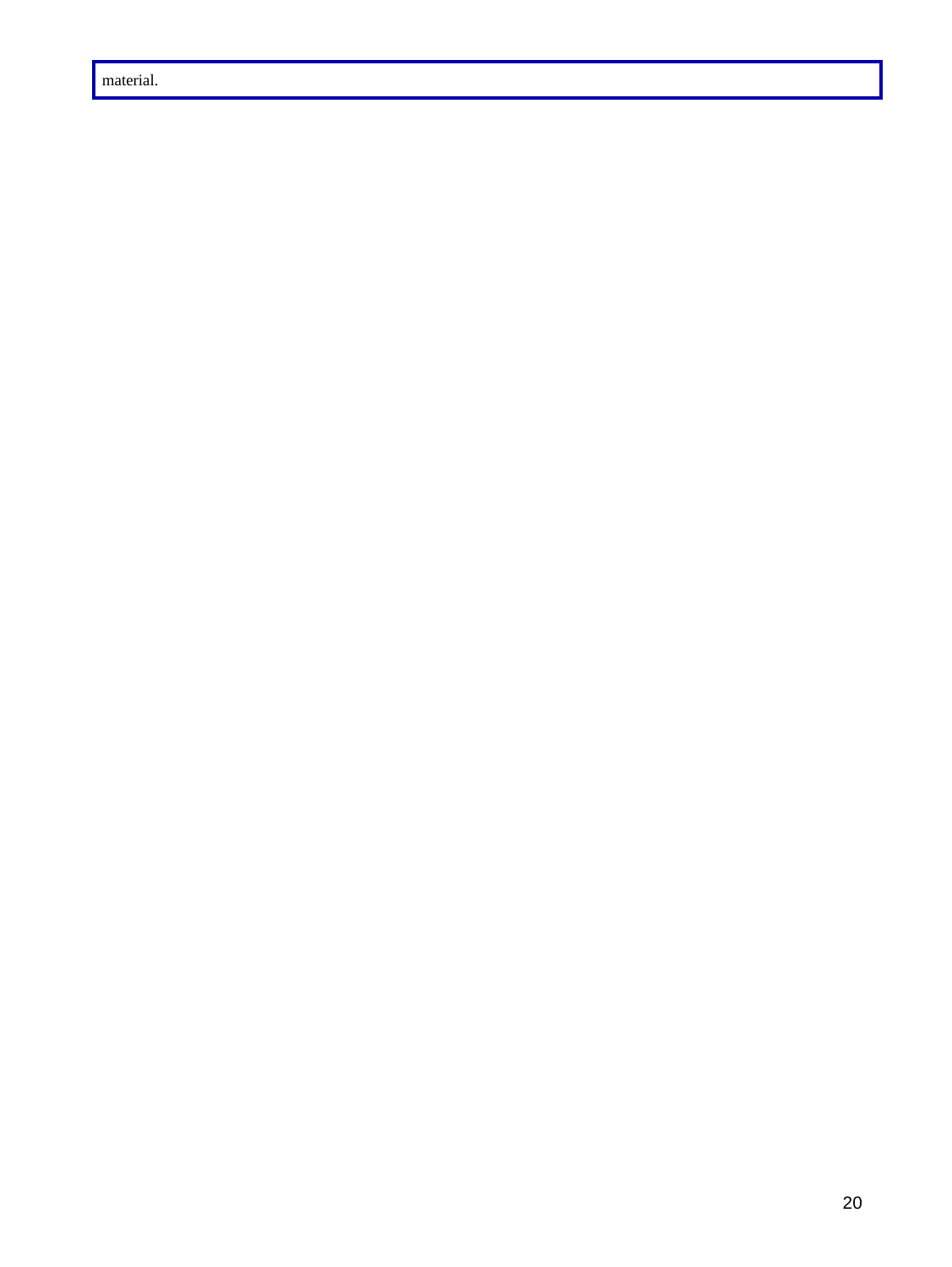material.